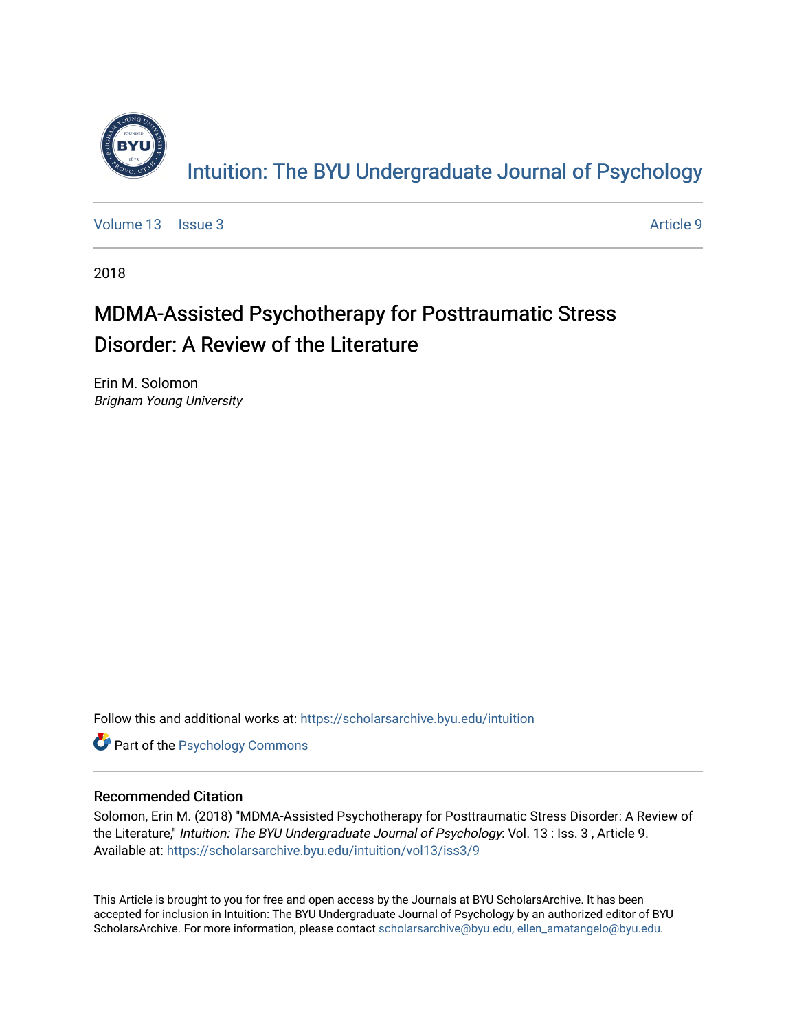# Intuition: The BYU Undergraduate Journal of Psychology

Volume 13 | Issue 3 | Article 9

2018

## MDMA-Assisted Psychotherapy for Posttraumatic Stress Disorder: A Review of the Literature

Erin M. Solomon
*Brigham Young University*

Follow this and additional works at: https://scholarsarchive.byu.edu/intuition

Part of the Psychology Commons

### Recommended Citation

Solomon, Erin M. (2018) "MDMA-Assisted Psychotherapy for Posttraumatic Stress Disorder: A Review of the Literature," *Intuition: The BYU Undergraduate Journal of Psychology*: Vol. 13 : Iss. 3 , Article 9.
Available at: https://scholarsarchive.byu.edu/intuition/vol13/iss3/9

This Article is brought to you for free and open access by the Journals at BYU ScholarsArchive. It has been accepted for inclusion in Intuition: The BYU Undergraduate Journal of Psychology by an authorized editor of BYU ScholarsArchive. For more information, please contact scholarsarchive@byu.edu, ellen_amatangelo@byu.edu.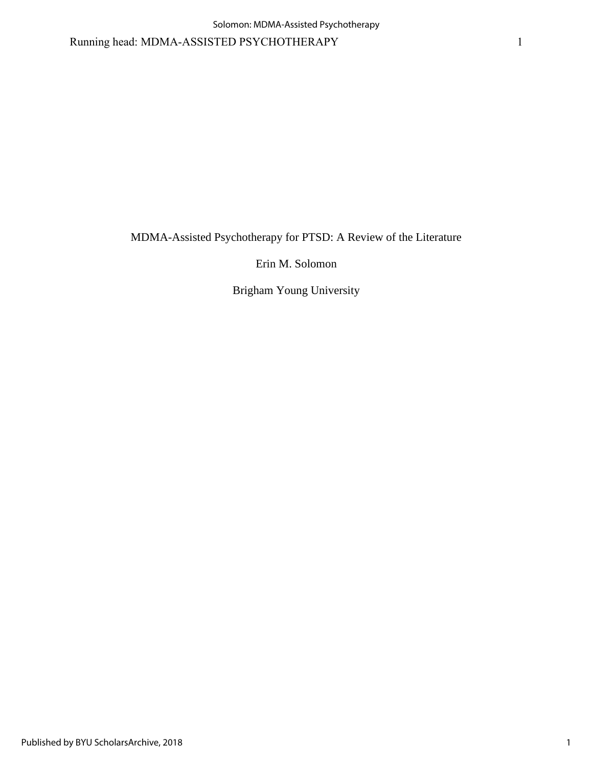# MDMA-Assisted Psychotherapy for PTSD: A Review of the Literature

Erin M. Solomon

Brigham Young University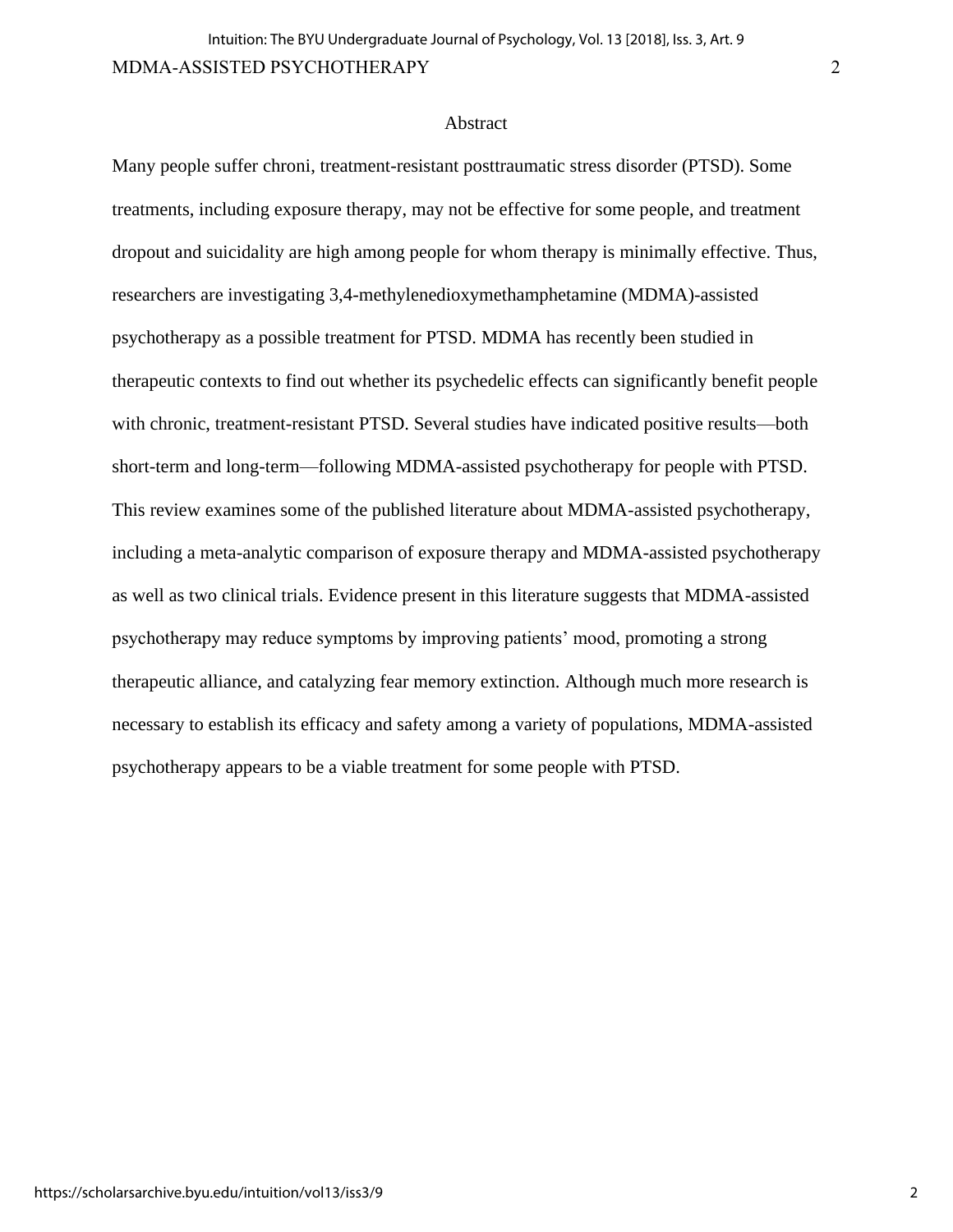## Abstract

Many people suffer chroni, treatment-resistant posttraumatic stress disorder (PTSD). Some treatments, including exposure therapy, may not be effective for some people, and treatment dropout and suicidality are high among people for whom therapy is minimally effective. Thus, researchers are investigating 3,4-methylenedioxymethamphetamine (MDMA)-assisted psychotherapy as a possible treatment for PTSD. MDMA has recently been studied in therapeutic contexts to find out whether its psychedelic effects can significantly benefit people with chronic, treatment-resistant PTSD. Several studies have indicated positive results—both short-term and long-term—following MDMA-assisted psychotherapy for people with PTSD. This review examines some of the published literature about MDMA-assisted psychotherapy, including a meta-analytic comparison of exposure therapy and MDMA-assisted psychotherapy as well as two clinical trials. Evidence present in this literature suggests that MDMA-assisted psychotherapy may reduce symptoms by improving patients' mood, promoting a strong therapeutic alliance, and catalyzing fear memory extinction. Although much more research is necessary to establish its efficacy and safety among a variety of populations, MDMA-assisted psychotherapy appears to be a viable treatment for some people with PTSD.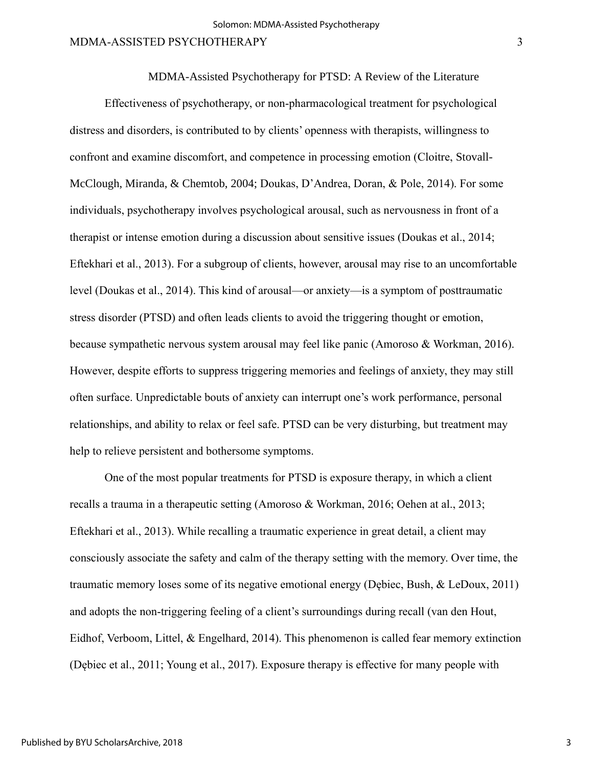# MDMA-Assisted Psychotherapy for PTSD: A Review of the Literature

Effectiveness of psychotherapy, or non-pharmacological treatment for psychological distress and disorders, is contributed to by clients' openness with therapists, willingness to confront and examine discomfort, and competence in processing emotion (Cloitre, Stovall-McClough, Miranda, & Chemtob, 2004; Doukas, D'Andrea, Doran, & Pole, 2014). For some individuals, psychotherapy involves psychological arousal, such as nervousness in front of a therapist or intense emotion during a discussion about sensitive issues (Doukas et al., 2014; Eftekhari et al., 2013). For a subgroup of clients, however, arousal may rise to an uncomfortable level (Doukas et al., 2014). This kind of arousal—or anxiety—is a symptom of posttraumatic stress disorder (PTSD) and often leads clients to avoid the triggering thought or emotion, because sympathetic nervous system arousal may feel like panic (Amoroso & Workman, 2016). However, despite efforts to suppress triggering memories and feelings of anxiety, they may still often surface. Unpredictable bouts of anxiety can interrupt one's work performance, personal relationships, and ability to relax or feel safe. PTSD can be very disturbing, but treatment may help to relieve persistent and bothersome symptoms.

One of the most popular treatments for PTSD is exposure therapy, in which a client recalls a trauma in a therapeutic setting (Amoroso & Workman, 2016; Oehen at al., 2013; Eftekhari et al., 2013). While recalling a traumatic experience in great detail, a client may consciously associate the safety and calm of the therapy setting with the memory. Over time, the traumatic memory loses some of its negative emotional energy (Dębiec, Bush, & LeDoux, 2011) and adopts the non-triggering feeling of a client's surroundings during recall (van den Hout, Eidhof, Verboom, Littel, & Engelhard, 2014). This phenomenon is called fear memory extinction (Dębiec et al., 2011; Young et al., 2017). Exposure therapy is effective for many people with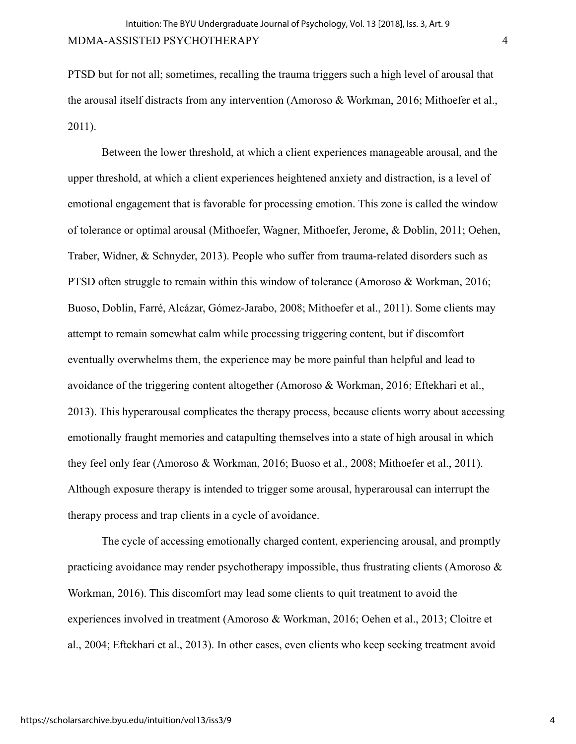PTSD but for not all; sometimes, recalling the trauma triggers such a high level of arousal that the arousal itself distracts from any intervention (Amoroso & Workman, 2016; Mithoefer et al., 2011).

Between the lower threshold, at which a client experiences manageable arousal, and the upper threshold, at which a client experiences heightened anxiety and distraction, is a level of emotional engagement that is favorable for processing emotion. This zone is called the window of tolerance or optimal arousal (Mithoefer, Wagner, Mithoefer, Jerome, & Doblin, 2011; Oehen, Traber, Widner, & Schnyder, 2013). People who suffer from trauma-related disorders such as PTSD often struggle to remain within this window of tolerance (Amoroso & Workman, 2016; Buoso, Doblin, Farré, Alcázar, Gómez-Jarabo, 2008; Mithoefer et al., 2011). Some clients may attempt to remain somewhat calm while processing triggering content, but if discomfort eventually overwhelms them, the experience may be more painful than helpful and lead to avoidance of the triggering content altogether (Amoroso & Workman, 2016; Eftekhari et al., 2013). This hyperarousal complicates the therapy process, because clients worry about accessing emotionally fraught memories and catapulting themselves into a state of high arousal in which they feel only fear (Amoroso & Workman, 2016; Buoso et al., 2008; Mithoefer et al., 2011). Although exposure therapy is intended to trigger some arousal, hyperarousal can interrupt the therapy process and trap clients in a cycle of avoidance.

The cycle of accessing emotionally charged content, experiencing arousal, and promptly practicing avoidance may render psychotherapy impossible, thus frustrating clients (Amoroso & Workman, 2016). This discomfort may lead some clients to quit treatment to avoid the experiences involved in treatment (Amoroso & Workman, 2016; Oehen et al., 2013; Cloitre et al., 2004; Eftekhari et al., 2013). In other cases, even clients who keep seeking treatment avoid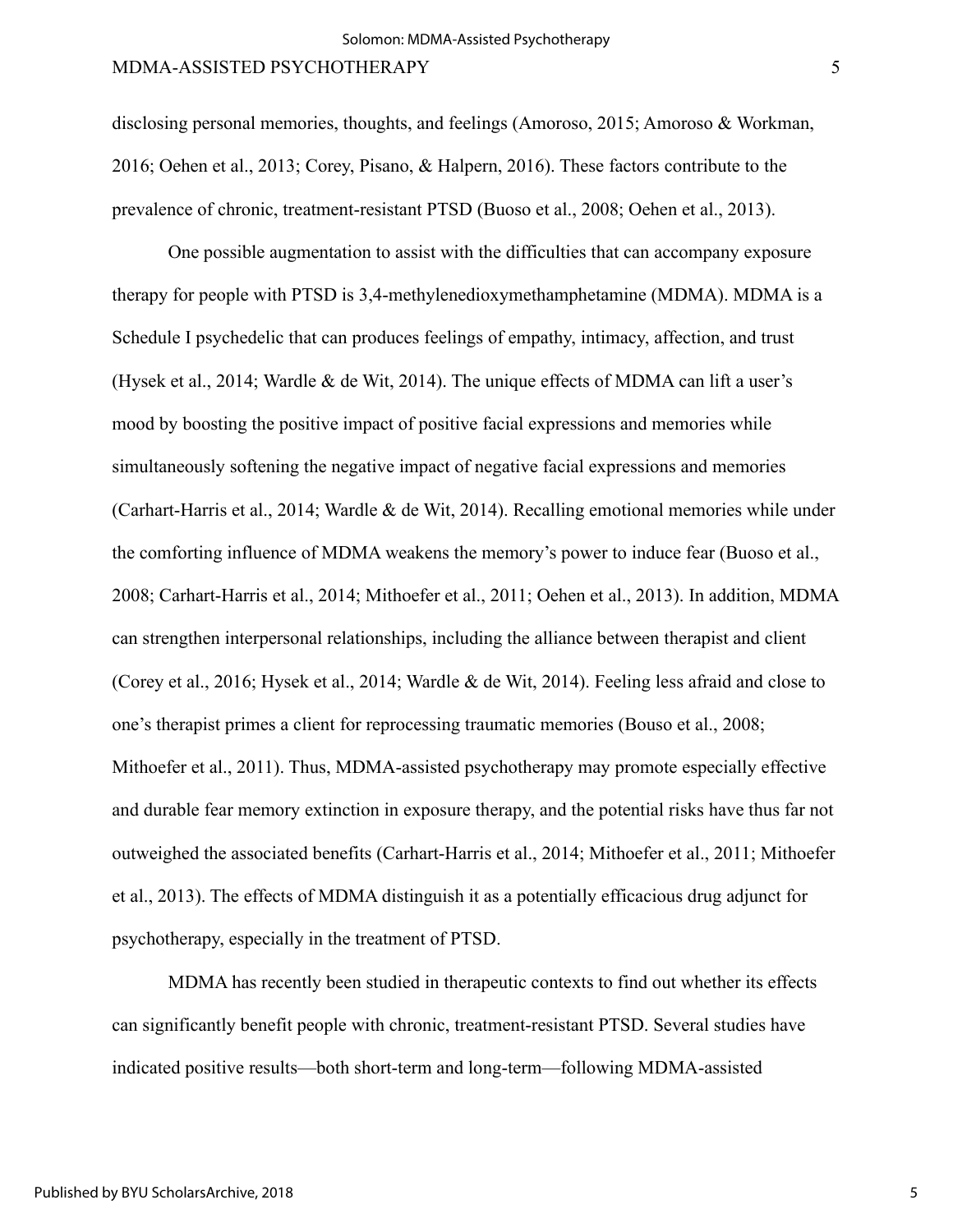disclosing personal memories, thoughts, and feelings (Amoroso, 2015; Amoroso & Workman, 2016; Oehen et al., 2013; Corey, Pisano, & Halpern, 2016). These factors contribute to the prevalence of chronic, treatment-resistant PTSD (Buoso et al., 2008; Oehen et al., 2013).

One possible augmentation to assist with the difficulties that can accompany exposure therapy for people with PTSD is 3,4-methylenedioxymethamphetamine (MDMA). MDMA is a Schedule I psychedelic that can produces feelings of empathy, intimacy, affection, and trust (Hysek et al., 2014; Wardle & de Wit, 2014). The unique effects of MDMA can lift a user's mood by boosting the positive impact of positive facial expressions and memories while simultaneously softening the negative impact of negative facial expressions and memories (Carhart-Harris et al., 2014; Wardle & de Wit, 2014). Recalling emotional memories while under the comforting influence of MDMA weakens the memory's power to induce fear (Buoso et al., 2008; Carhart-Harris et al., 2014; Mithoefer et al., 2011; Oehen et al., 2013). In addition, MDMA can strengthen interpersonal relationships, including the alliance between therapist and client (Corey et al., 2016; Hysek et al., 2014; Wardle & de Wit, 2014). Feeling less afraid and close to one's therapist primes a client for reprocessing traumatic memories (Bouso et al., 2008; Mithoefer et al., 2011). Thus, MDMA-assisted psychotherapy may promote especially effective and durable fear memory extinction in exposure therapy, and the potential risks have thus far not outweighed the associated benefits (Carhart-Harris et al., 2014; Mithoefer et al., 2011; Mithoefer et al., 2013). The effects of MDMA distinguish it as a potentially efficacious drug adjunct for psychotherapy, especially in the treatment of PTSD.

MDMA has recently been studied in therapeutic contexts to find out whether its effects can significantly benefit people with chronic, treatment-resistant PTSD. Several studies have indicated positive results—both short-term and long-term—following MDMA-assisted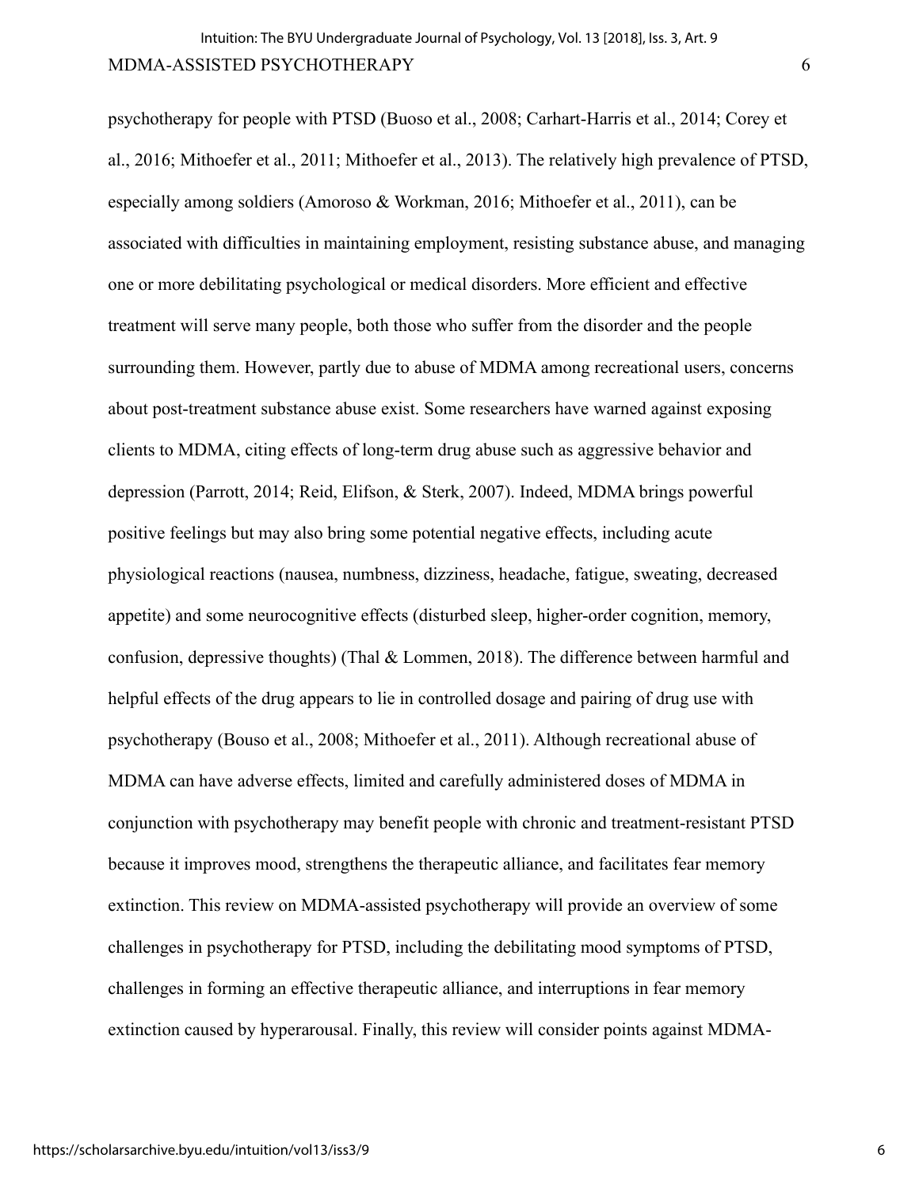psychotherapy for people with PTSD (Buoso et al., 2008; Carhart-Harris et al., 2014; Corey et al., 2016; Mithoefer et al., 2011; Mithoefer et al., 2013). The relatively high prevalence of PTSD, especially among soldiers (Amoroso & Workman, 2016; Mithoefer et al., 2011), can be associated with difficulties in maintaining employment, resisting substance abuse, and managing one or more debilitating psychological or medical disorders. More efficient and effective treatment will serve many people, both those who suffer from the disorder and the people surrounding them. However, partly due to abuse of MDMA among recreational users, concerns about post-treatment substance abuse exist. Some researchers have warned against exposing clients to MDMA, citing effects of long-term drug abuse such as aggressive behavior and depression (Parrott, 2014; Reid, Elifson, & Sterk, 2007). Indeed, MDMA brings powerful positive feelings but may also bring some potential negative effects, including acute physiological reactions (nausea, numbness, dizziness, headache, fatigue, sweating, decreased appetite) and some neurocognitive effects (disturbed sleep, higher-order cognition, memory, confusion, depressive thoughts) (Thal & Lommen, 2018). The difference between harmful and helpful effects of the drug appears to lie in controlled dosage and pairing of drug use with psychotherapy (Bouso et al., 2008; Mithoefer et al., 2011). Although recreational abuse of MDMA can have adverse effects, limited and carefully administered doses of MDMA in conjunction with psychotherapy may benefit people with chronic and treatment-resistant PTSD because it improves mood, strengthens the therapeutic alliance, and facilitates fear memory extinction. This review on MDMA-assisted psychotherapy will provide an overview of some challenges in psychotherapy for PTSD, including the debilitating mood symptoms of PTSD, challenges in forming an effective therapeutic alliance, and interruptions in fear memory extinction caused by hyperarousal. Finally, this review will consider points against MDMA-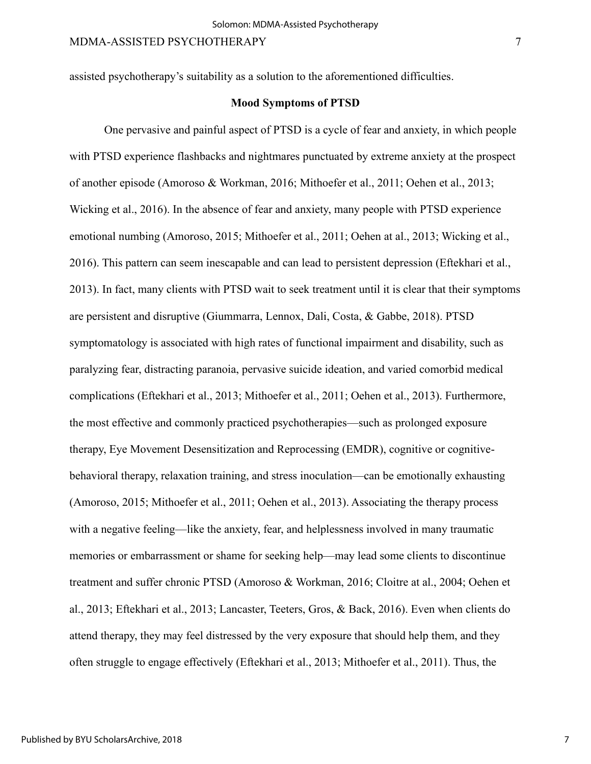assisted psychotherapy's suitability as a solution to the aforementioned difficulties.

## Mood Symptoms of PTSD

One pervasive and painful aspect of PTSD is a cycle of fear and anxiety, in which people with PTSD experience flashbacks and nightmares punctuated by extreme anxiety at the prospect of another episode (Amoroso & Workman, 2016; Mithoefer et al., 2011; Oehen et al., 2013; Wicking et al., 2016). In the absence of fear and anxiety, many people with PTSD experience emotional numbing (Amoroso, 2015; Mithoefer et al., 2011; Oehen at al., 2013; Wicking et al., 2016). This pattern can seem inescapable and can lead to persistent depression (Eftekhari et al., 2013). In fact, many clients with PTSD wait to seek treatment until it is clear that their symptoms are persistent and disruptive (Giummarra, Lennox, Dali, Costa, & Gabbe, 2018). PTSD symptomatology is associated with high rates of functional impairment and disability, such as paralyzing fear, distracting paranoia, pervasive suicide ideation, and varied comorbid medical complications (Eftekhari et al., 2013; Mithoefer et al., 2011; Oehen et al., 2013). Furthermore, the most effective and commonly practiced psychotherapies—such as prolonged exposure therapy, Eye Movement Desensitization and Reprocessing (EMDR), cognitive or cognitive-behavioral therapy, relaxation training, and stress inoculation—can be emotionally exhausting (Amoroso, 2015; Mithoefer et al., 2011; Oehen et al., 2013). Associating the therapy process with a negative feeling—like the anxiety, fear, and helplessness involved in many traumatic memories or embarrassment or shame for seeking help—may lead some clients to discontinue treatment and suffer chronic PTSD (Amoroso & Workman, 2016; Cloitre at al., 2004; Oehen et al., 2013; Eftekhari et al., 2013; Lancaster, Teeters, Gros, & Back, 2016). Even when clients do attend therapy, they may feel distressed by the very exposure that should help them, and they often struggle to engage effectively (Eftekhari et al., 2013; Mithoefer et al., 2011). Thus, the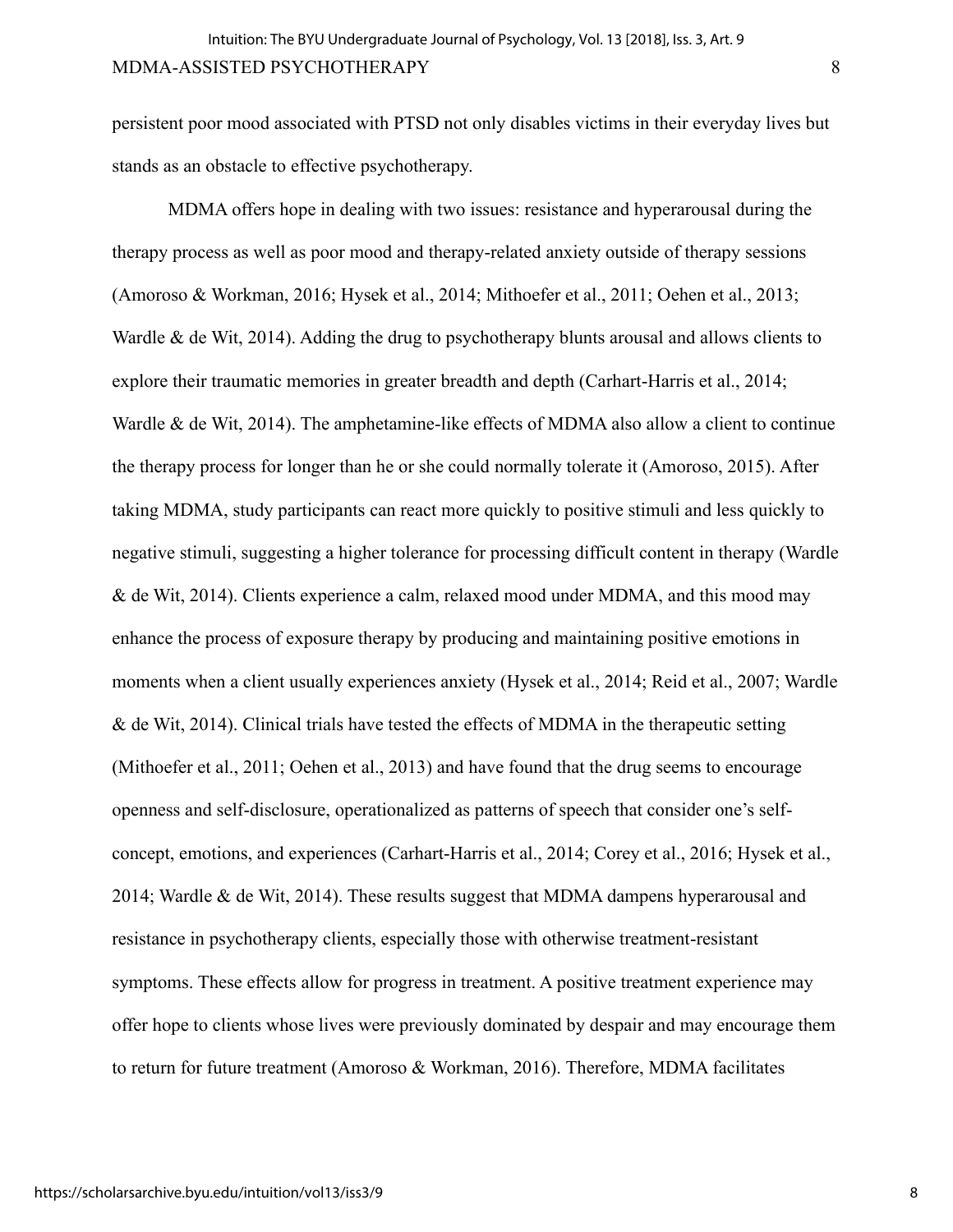persistent poor mood associated with PTSD not only disables victims in their everyday lives but stands as an obstacle to effective psychotherapy.

MDMA offers hope in dealing with two issues: resistance and hyperarousal during the therapy process as well as poor mood and therapy-related anxiety outside of therapy sessions (Amoroso & Workman, 2016; Hysek et al., 2014; Mithoefer et al., 2011; Oehen et al., 2013; Wardle & de Wit, 2014). Adding the drug to psychotherapy blunts arousal and allows clients to explore their traumatic memories in greater breadth and depth (Carhart-Harris et al., 2014; Wardle & de Wit, 2014). The amphetamine-like effects of MDMA also allow a client to continue the therapy process for longer than he or she could normally tolerate it (Amoroso, 2015). After taking MDMA, study participants can react more quickly to positive stimuli and less quickly to negative stimuli, suggesting a higher tolerance for processing difficult content in therapy (Wardle & de Wit, 2014). Clients experience a calm, relaxed mood under MDMA, and this mood may enhance the process of exposure therapy by producing and maintaining positive emotions in moments when a client usually experiences anxiety (Hysek et al., 2014; Reid et al., 2007; Wardle & de Wit, 2014). Clinical trials have tested the effects of MDMA in the therapeutic setting (Mithoefer et al., 2011; Oehen et al., 2013) and have found that the drug seems to encourage openness and self-disclosure, operationalized as patterns of speech that consider one's self-concept, emotions, and experiences (Carhart-Harris et al., 2014; Corey et al., 2016; Hysek et al., 2014; Wardle & de Wit, 2014). These results suggest that MDMA dampens hyperarousal and resistance in psychotherapy clients, especially those with otherwise treatment-resistant symptoms. These effects allow for progress in treatment. A positive treatment experience may offer hope to clients whose lives were previously dominated by despair and may encourage them to return for future treatment (Amoroso & Workman, 2016). Therefore, MDMA facilitates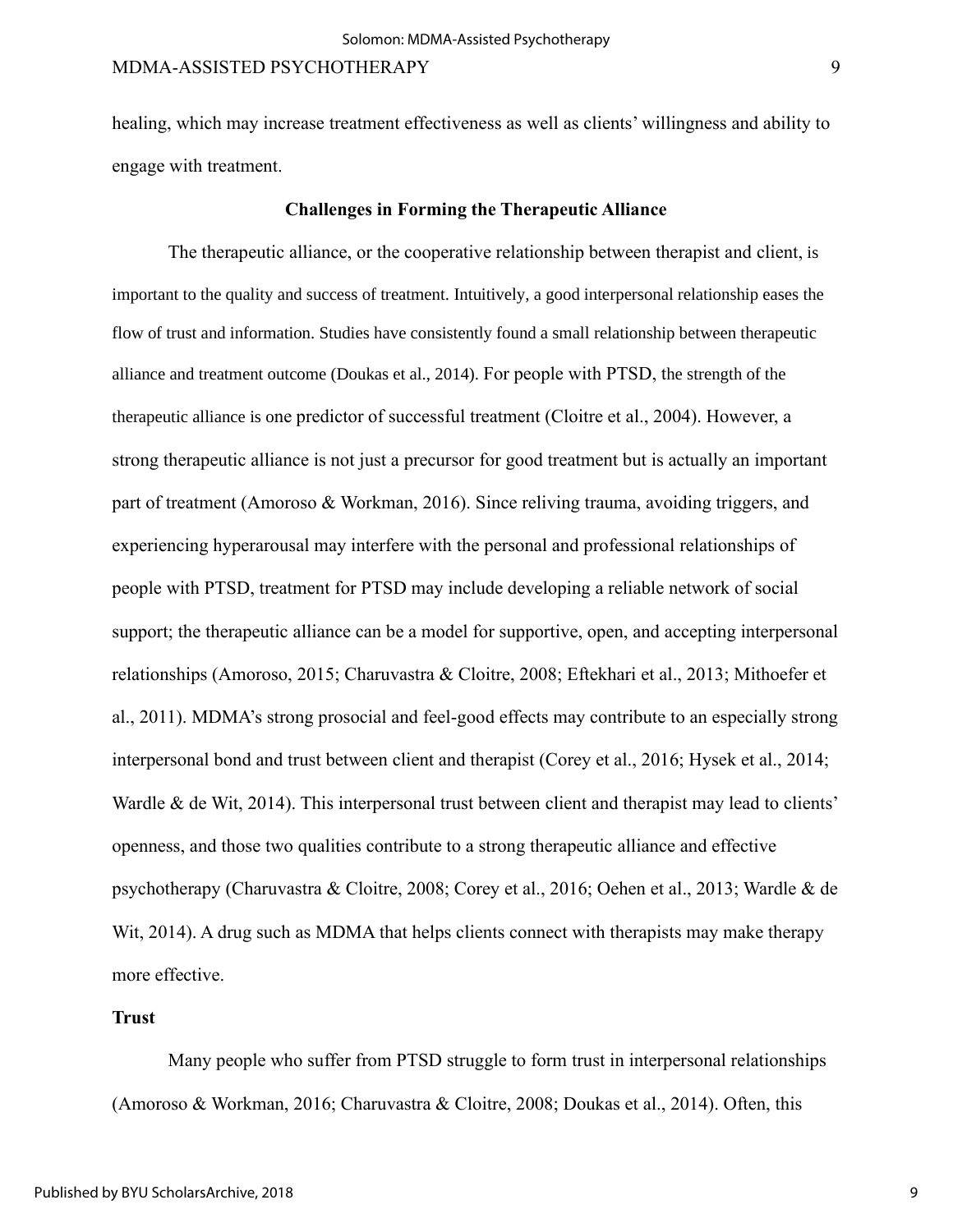healing, which may increase treatment effectiveness as well as clients' willingness and ability to engage with treatment.

## Challenges in Forming the Therapeutic Alliance

The therapeutic alliance, or the cooperative relationship between therapist and client, is important to the quality and success of treatment. Intuitively, a good interpersonal relationship eases the flow of trust and information. Studies have consistently found a small relationship between therapeutic alliance and treatment outcome (Doukas et al., 2014). For people with PTSD, the strength of the therapeutic alliance is one predictor of successful treatment (Cloitre et al., 2004). However, a strong therapeutic alliance is not just a precursor for good treatment but is actually an important part of treatment (Amoroso & Workman, 2016). Since reliving trauma, avoiding triggers, and experiencing hyperarousal may interfere with the personal and professional relationships of people with PTSD, treatment for PTSD may include developing a reliable network of social support; the therapeutic alliance can be a model for supportive, open, and accepting interpersonal relationships (Amoroso, 2015; Charuvastra & Cloitre, 2008; Eftekhari et al., 2013; Mithoefer et al., 2011). MDMA's strong prosocial and feel-good effects may contribute to an especially strong interpersonal bond and trust between client and therapist (Corey et al., 2016; Hysek et al., 2014; Wardle & de Wit, 2014). This interpersonal trust between client and therapist may lead to clients' openness, and those two qualities contribute to a strong therapeutic alliance and effective psychotherapy (Charuvastra & Cloitre, 2008; Corey et al., 2016; Oehen et al., 2013; Wardle & de Wit, 2014). A drug such as MDMA that helps clients connect with therapists may make therapy more effective.

### Trust

Many people who suffer from PTSD struggle to form trust in interpersonal relationships (Amoroso & Workman, 2016; Charuvastra & Cloitre, 2008; Doukas et al., 2014). Often, this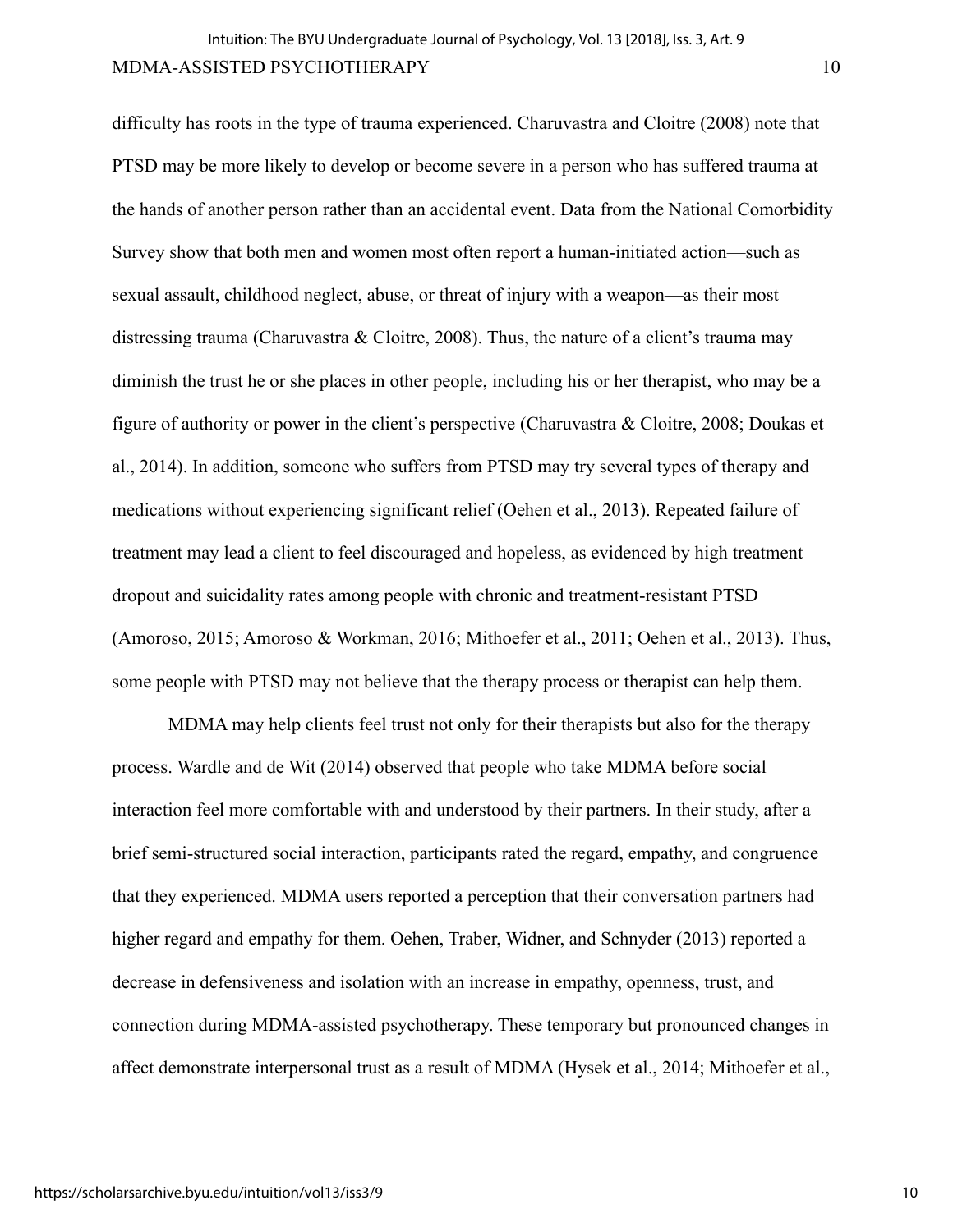difficulty has roots in the type of trauma experienced. Charuvastra and Cloitre (2008) note that PTSD may be more likely to develop or become severe in a person who has suffered trauma at the hands of another person rather than an accidental event. Data from the National Comorbidity Survey show that both men and women most often report a human-initiated action—such as sexual assault, childhood neglect, abuse, or threat of injury with a weapon—as their most distressing trauma (Charuvastra & Cloitre, 2008). Thus, the nature of a client's trauma may diminish the trust he or she places in other people, including his or her therapist, who may be a figure of authority or power in the client's perspective (Charuvastra & Cloitre, 2008; Doukas et al., 2014). In addition, someone who suffers from PTSD may try several types of therapy and medications without experiencing significant relief (Oehen et al., 2013). Repeated failure of treatment may lead a client to feel discouraged and hopeless, as evidenced by high treatment dropout and suicidality rates among people with chronic and treatment-resistant PTSD (Amoroso, 2015; Amoroso & Workman, 2016; Mithoefer et al., 2011; Oehen et al., 2013). Thus, some people with PTSD may not believe that the therapy process or therapist can help them.

MDMA may help clients feel trust not only for their therapists but also for the therapy process. Wardle and de Wit (2014) observed that people who take MDMA before social interaction feel more comfortable with and understood by their partners. In their study, after a brief semi-structured social interaction, participants rated the regard, empathy, and congruence that they experienced. MDMA users reported a perception that their conversation partners had higher regard and empathy for them. Oehen, Traber, Widner, and Schnyder (2013) reported a decrease in defensiveness and isolation with an increase in empathy, openness, trust, and connection during MDMA-assisted psychotherapy. These temporary but pronounced changes in affect demonstrate interpersonal trust as a result of MDMA (Hysek et al., 2014; Mithoefer et al.,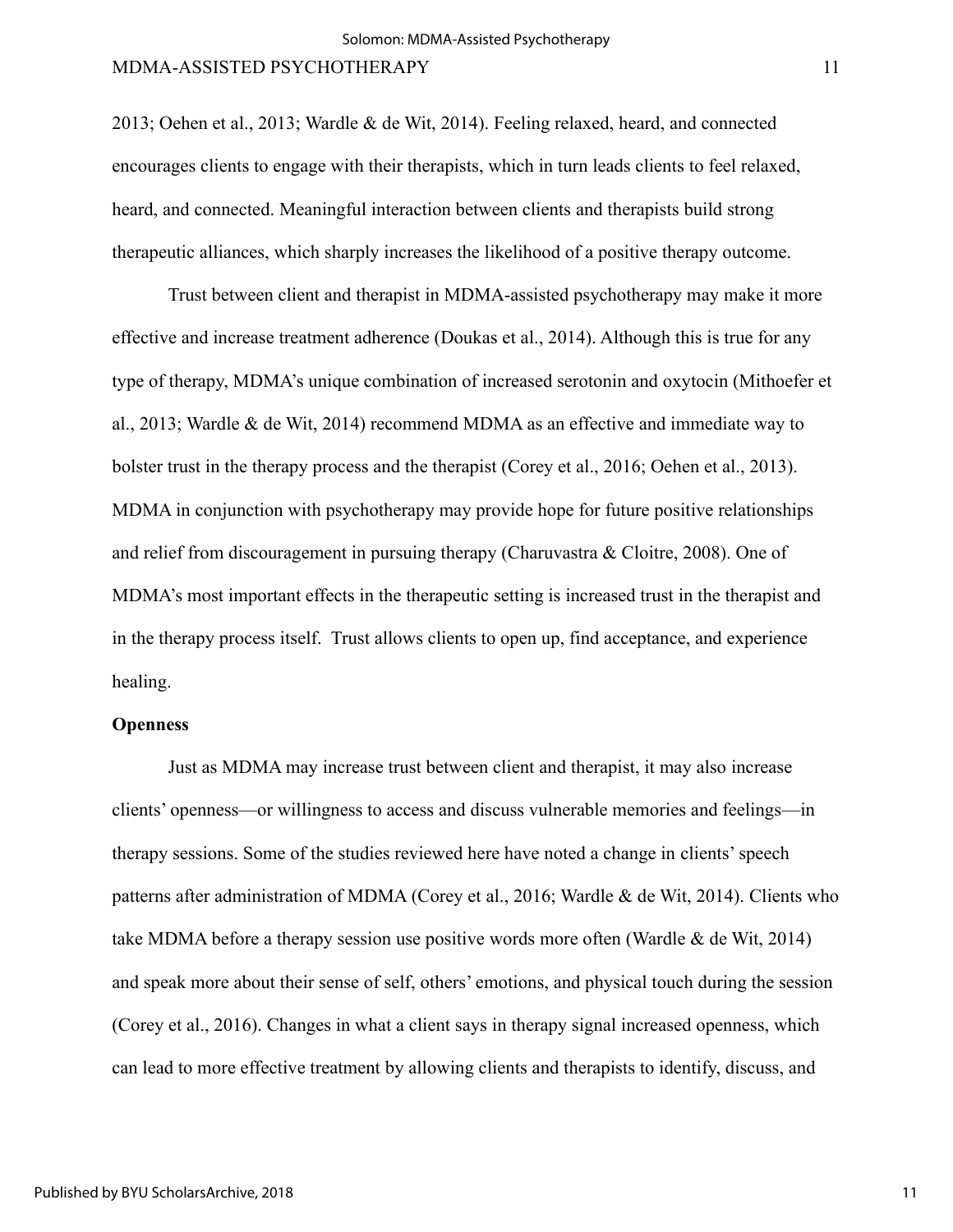2013; Oehen et al., 2013; Wardle & de Wit, 2014). Feeling relaxed, heard, and connected encourages clients to engage with their therapists, which in turn leads clients to feel relaxed, heard, and connected. Meaningful interaction between clients and therapists build strong therapeutic alliances, which sharply increases the likelihood of a positive therapy outcome.

Trust between client and therapist in MDMA-assisted psychotherapy may make it more effective and increase treatment adherence (Doukas et al., 2014). Although this is true for any type of therapy, MDMA's unique combination of increased serotonin and oxytocin (Mithoefer et al., 2013; Wardle & de Wit, 2014) recommend MDMA as an effective and immediate way to bolster trust in the therapy process and the therapist (Corey et al., 2016; Oehen et al., 2013). MDMA in conjunction with psychotherapy may provide hope for future positive relationships and relief from discouragement in pursuing therapy (Charuvastra & Cloitre, 2008). One of MDMA's most important effects in the therapeutic setting is increased trust in the therapist and in the therapy process itself. Trust allows clients to open up, find acceptance, and experience healing.

**Openness**

Just as MDMA may increase trust between client and therapist, it may also increase clients' openness—or willingness to access and discuss vulnerable memories and feelings—in therapy sessions. Some of the studies reviewed here have noted a change in clients' speech patterns after administration of MDMA (Corey et al., 2016; Wardle & de Wit, 2014). Clients who take MDMA before a therapy session use positive words more often (Wardle & de Wit, 2014) and speak more about their sense of self, others' emotions, and physical touch during the session (Corey et al., 2016). Changes in what a client says in therapy signal increased openness, which can lead to more effective treatment by allowing clients and therapists to identify, discuss, and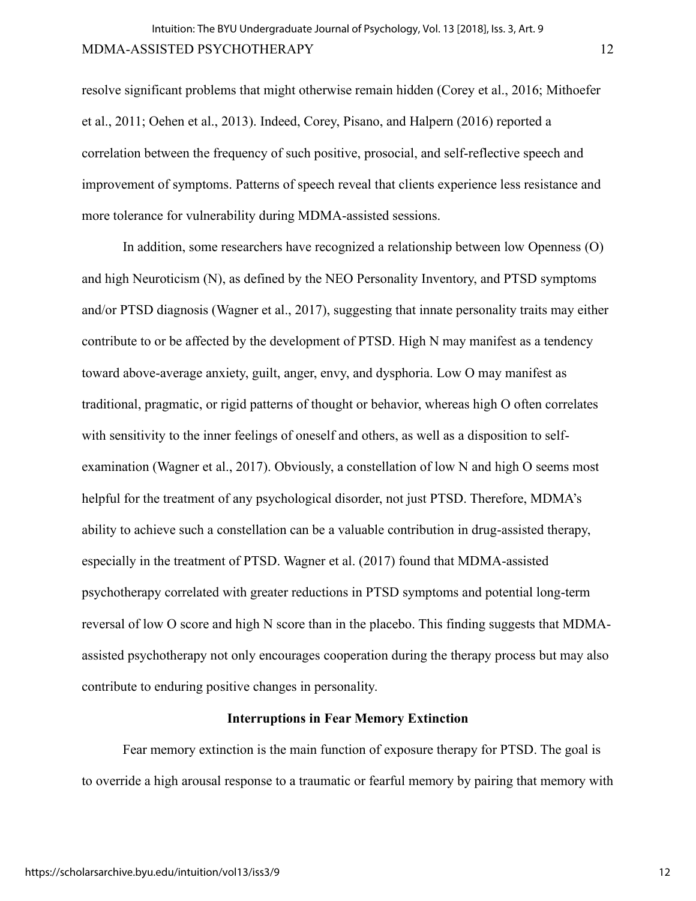resolve significant problems that might otherwise remain hidden (Corey et al., 2016; Mithoefer et al., 2011; Oehen et al., 2013). Indeed, Corey, Pisano, and Halpern (2016) reported a correlation between the frequency of such positive, prosocial, and self-reflective speech and improvement of symptoms. Patterns of speech reveal that clients experience less resistance and more tolerance for vulnerability during MDMA-assisted sessions.

In addition, some researchers have recognized a relationship between low Openness (O) and high Neuroticism (N), as defined by the NEO Personality Inventory, and PTSD symptoms and/or PTSD diagnosis (Wagner et al., 2017), suggesting that innate personality traits may either contribute to or be affected by the development of PTSD. High N may manifest as a tendency toward above-average anxiety, guilt, anger, envy, and dysphoria. Low O may manifest as traditional, pragmatic, or rigid patterns of thought or behavior, whereas high O often correlates with sensitivity to the inner feelings of oneself and others, as well as a disposition to self-examination (Wagner et al., 2017). Obviously, a constellation of low N and high O seems most helpful for the treatment of any psychological disorder, not just PTSD. Therefore, MDMA's ability to achieve such a constellation can be a valuable contribution in drug-assisted therapy, especially in the treatment of PTSD. Wagner et al. (2017) found that MDMA-assisted psychotherapy correlated with greater reductions in PTSD symptoms and potential long-term reversal of low O score and high N score than in the placebo. This finding suggests that MDMA-assisted psychotherapy not only encourages cooperation during the therapy process but may also contribute to enduring positive changes in personality.

## Interruptions in Fear Memory Extinction

Fear memory extinction is the main function of exposure therapy for PTSD. The goal is to override a high arousal response to a traumatic or fearful memory by pairing that memory with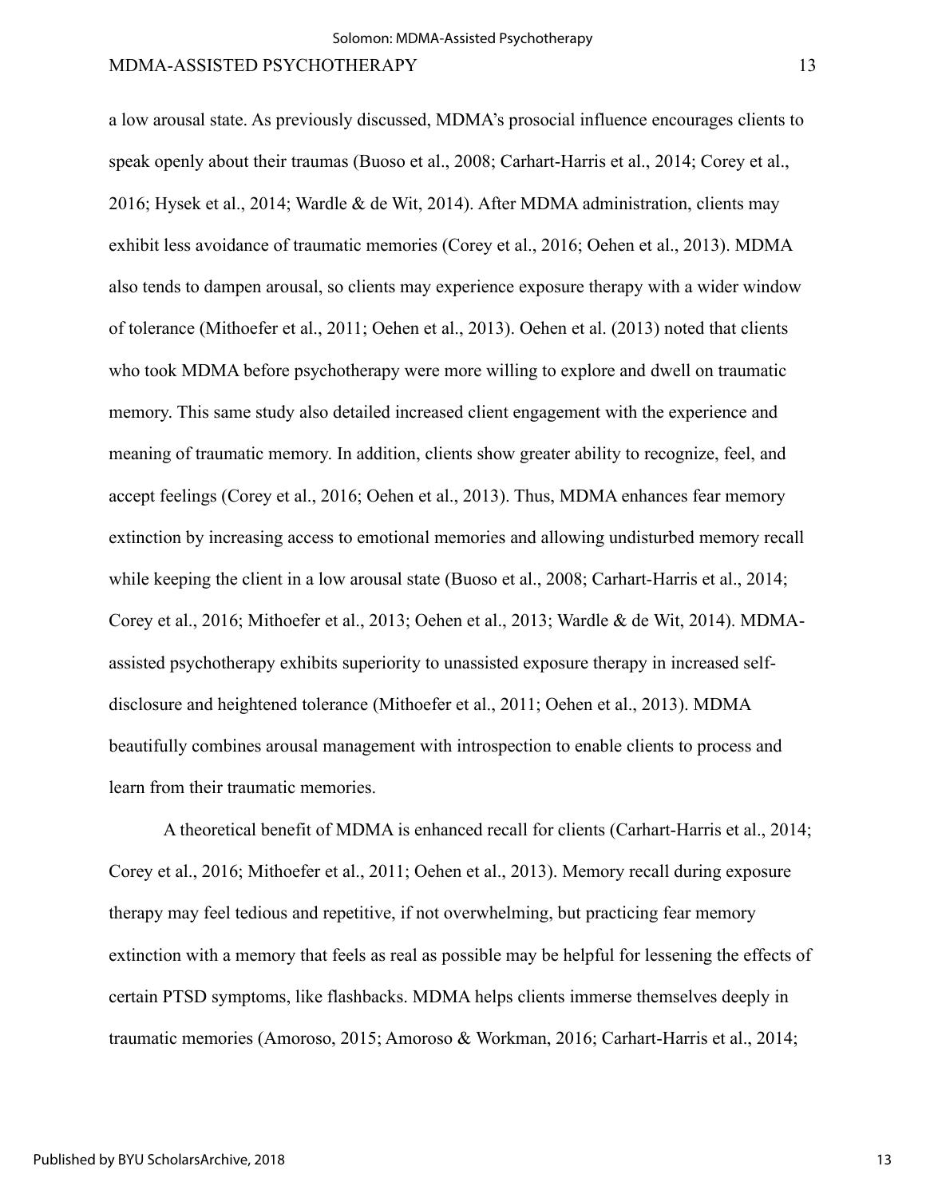a low arousal state. As previously discussed, MDMA's prosocial influence encourages clients to speak openly about their traumas (Buoso et al., 2008; Carhart-Harris et al., 2014; Corey et al., 2016; Hysek et al., 2014; Wardle & de Wit, 2014). After MDMA administration, clients may exhibit less avoidance of traumatic memories (Corey et al., 2016; Oehen et al., 2013). MDMA also tends to dampen arousal, so clients may experience exposure therapy with a wider window of tolerance (Mithoefer et al., 2011; Oehen et al., 2013). Oehen et al. (2013) noted that clients who took MDMA before psychotherapy were more willing to explore and dwell on traumatic memory. This same study also detailed increased client engagement with the experience and meaning of traumatic memory. In addition, clients show greater ability to recognize, feel, and accept feelings (Corey et al., 2016; Oehen et al., 2013). Thus, MDMA enhances fear memory extinction by increasing access to emotional memories and allowing undisturbed memory recall while keeping the client in a low arousal state (Buoso et al., 2008; Carhart-Harris et al., 2014; Corey et al., 2016; Mithoefer et al., 2013; Oehen et al., 2013; Wardle & de Wit, 2014). MDMA-assisted psychotherapy exhibits superiority to unassisted exposure therapy in increased self-disclosure and heightened tolerance (Mithoefer et al., 2011; Oehen et al., 2013). MDMA beautifully combines arousal management with introspection to enable clients to process and learn from their traumatic memories.

A theoretical benefit of MDMA is enhanced recall for clients (Carhart-Harris et al., 2014; Corey et al., 2016; Mithoefer et al., 2011; Oehen et al., 2013). Memory recall during exposure therapy may feel tedious and repetitive, if not overwhelming, but practicing fear memory extinction with a memory that feels as real as possible may be helpful for lessening the effects of certain PTSD symptoms, like flashbacks. MDMA helps clients immerse themselves deeply in traumatic memories (Amoroso, 2015; Amoroso & Workman, 2016; Carhart-Harris et al., 2014;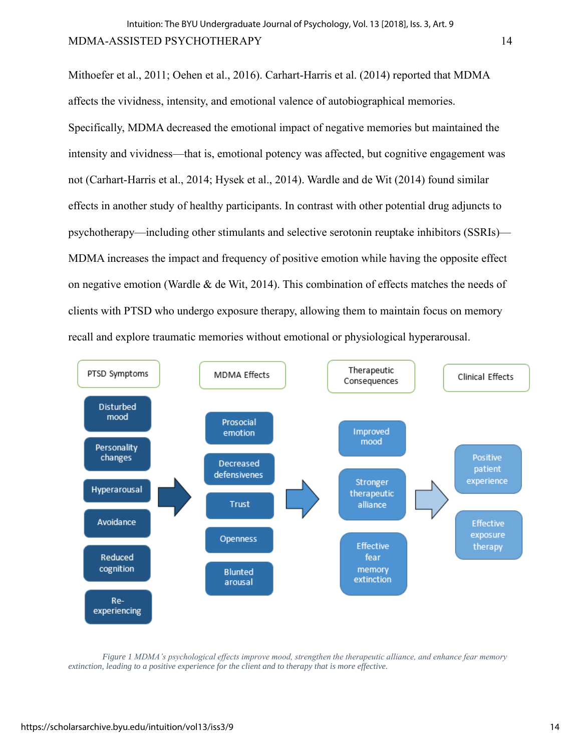Mithoefer et al., 2011; Oehen et al., 2016). Carhart-Harris et al. (2014) reported that MDMA affects the vividness, intensity, and emotional valence of autobiographical memories. Specifically, MDMA decreased the emotional impact of negative memories but maintained the intensity and vividness—that is, emotional potency was affected, but cognitive engagement was not (Carhart-Harris et al., 2014; Hysek et al., 2014). Wardle and de Wit (2014) found similar effects in another study of healthy participants. In contrast with other potential drug adjuncts to psychotherapy—including other stimulants and selective serotonin reuptake inhibitors (SSRIs)—MDMA increases the impact and frequency of positive emotion while having the opposite effect on negative emotion (Wardle & de Wit, 2014). This combination of effects matches the needs of clients with PTSD who undergo exposure therapy, allowing them to maintain focus on memory recall and explore traumatic memories without emotional or physiological hyperarousal.

| PTSD Symptoms | MDMA Effects | Therapeutic Consequences | Clinical Effects |
| --- | --- | --- | --- |
| Disturbed mood | Prosocial emotion | Improved mood | Positive patient experience |
| Personality changes | Decreased defensivenes | Stronger therapeutic alliance | Effective exposure therapy |
| Hyperarousal | Trust | Effective fear memory extinction | |
| Avoidance | Openness | | |
| Reduced cognition | Blunted arousal | | |
| Re-experiencing | | | |

*Figure 1 MDMA's psychological effects improve mood, strengthen the therapeutic alliance, and enhance fear memory extinction, leading to a positive experience for the client and to therapy that is more effective.*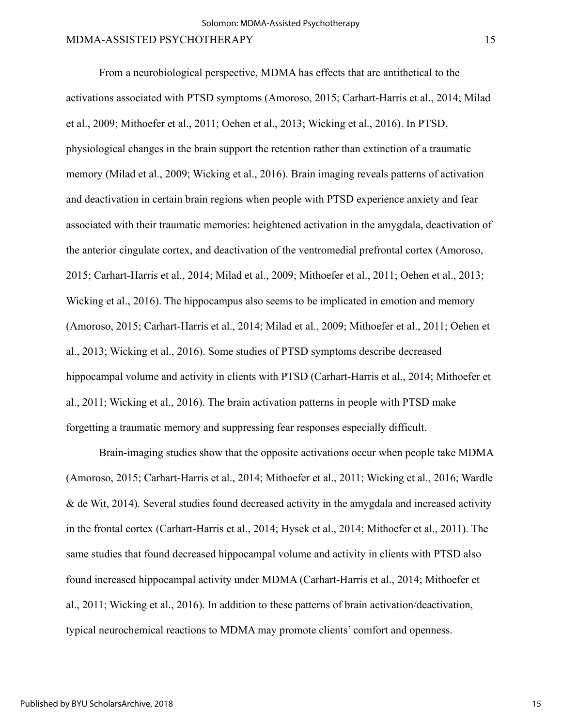From a neurobiological perspective, MDMA has effects that are antithetical to the activations associated with PTSD symptoms (Amoroso, 2015; Carhart-Harris et al., 2014; Milad et al., 2009; Mithoefer et al., 2011; Oehen et al., 2013; Wicking et al., 2016). In PTSD, physiological changes in the brain support the retention rather than extinction of a traumatic memory (Milad et al., 2009; Wicking et al., 2016). Brain imaging reveals patterns of activation and deactivation in certain brain regions when people with PTSD experience anxiety and fear associated with their traumatic memories: heightened activation in the amygdala, deactivation of the anterior cingulate cortex, and deactivation of the ventromedial prefrontal cortex (Amoroso, 2015; Carhart-Harris et al., 2014; Milad et al., 2009; Mithoefer et al., 2011; Oehen et al., 2013; Wicking et al., 2016). The hippocampus also seems to be implicated in emotion and memory (Amoroso, 2015; Carhart-Harris et al., 2014; Milad et al., 2009; Mithoefer et al., 2011; Oehen et al., 2013; Wicking et al., 2016). Some studies of PTSD symptoms describe decreased hippocampal volume and activity in clients with PTSD (Carhart-Harris et al., 2014; Mithoefer et al., 2011; Wicking et al., 2016). The brain activation patterns in people with PTSD make forgetting a traumatic memory and suppressing fear responses especially difficult.

Brain-imaging studies show that the opposite activations occur when people take MDMA (Amoroso, 2015; Carhart-Harris et al., 2014; Mithoefer et al., 2011; Wicking et al., 2016; Wardle & de Wit, 2014). Several studies found decreased activity in the amygdala and increased activity in the frontal cortex (Carhart-Harris et al., 2014; Hysek et al., 2014; Mithoefer et al., 2011). The same studies that found decreased hippocampal volume and activity in clients with PTSD also found increased hippocampal activity under MDMA (Carhart-Harris et al., 2014; Mithoefer et al., 2011; Wicking et al., 2016). In addition to these patterns of brain activation/deactivation, typical neurochemical reactions to MDMA may promote clients' comfort and openness.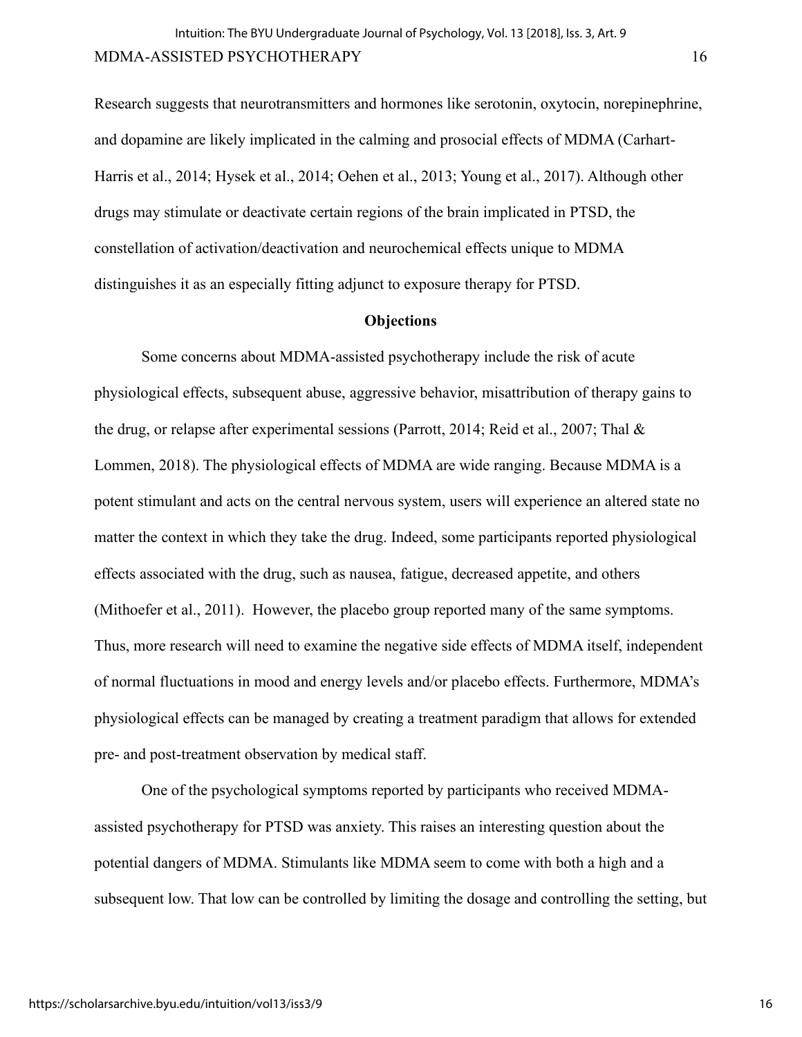Research suggests that neurotransmitters and hormones like serotonin, oxytocin, norepinephrine, and dopamine are likely implicated in the calming and prosocial effects of MDMA (Carhart-Harris et al., 2014; Hysek et al., 2014; Oehen et al., 2013; Young et al., 2017). Although other drugs may stimulate or deactivate certain regions of the brain implicated in PTSD, the constellation of activation/deactivation and neurochemical effects unique to MDMA distinguishes it as an especially fitting adjunct to exposure therapy for PTSD.

## Objections

Some concerns about MDMA-assisted psychotherapy include the risk of acute physiological effects, subsequent abuse, aggressive behavior, misattribution of therapy gains to the drug, or relapse after experimental sessions (Parrott, 2014; Reid et al., 2007; Thal & Lommen, 2018). The physiological effects of MDMA are wide ranging. Because MDMA is a potent stimulant and acts on the central nervous system, users will experience an altered state no matter the context in which they take the drug. Indeed, some participants reported physiological effects associated with the drug, such as nausea, fatigue, decreased appetite, and others (Mithoefer et al., 2011). However, the placebo group reported many of the same symptoms. Thus, more research will need to examine the negative side effects of MDMA itself, independent of normal fluctuations in mood and energy levels and/or placebo effects. Furthermore, MDMA's physiological effects can be managed by creating a treatment paradigm that allows for extended pre- and post-treatment observation by medical staff.

One of the psychological symptoms reported by participants who received MDMA-assisted psychotherapy for PTSD was anxiety. This raises an interesting question about the potential dangers of MDMA. Stimulants like MDMA seem to come with both a high and a subsequent low. That low can be controlled by limiting the dosage and controlling the setting, but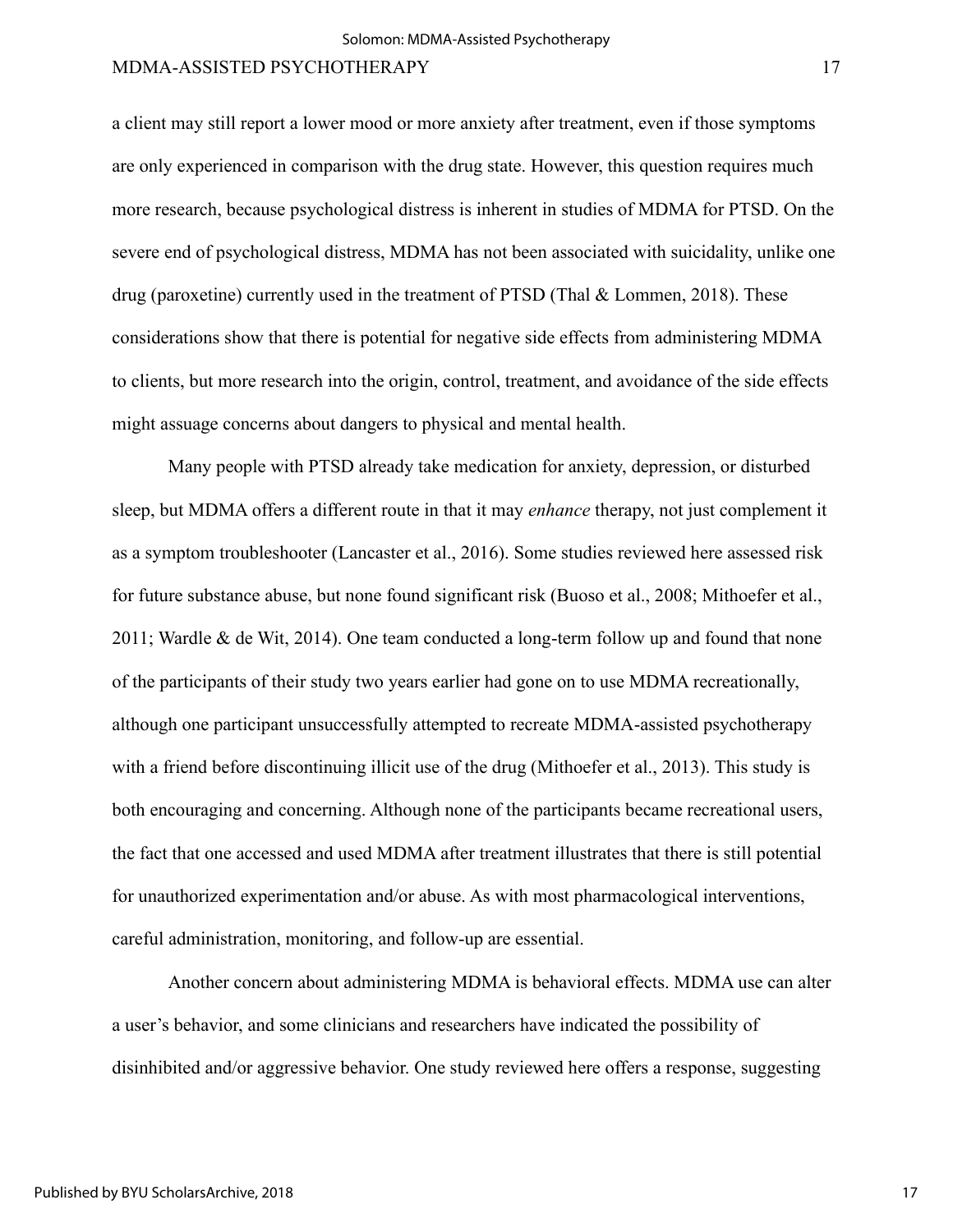a client may still report a lower mood or more anxiety after treatment, even if those symptoms are only experienced in comparison with the drug state. However, this question requires much more research, because psychological distress is inherent in studies of MDMA for PTSD. On the severe end of psychological distress, MDMA has not been associated with suicidality, unlike one drug (paroxetine) currently used in the treatment of PTSD (Thal & Lommen, 2018). These considerations show that there is potential for negative side effects from administering MDMA to clients, but more research into the origin, control, treatment, and avoidance of the side effects might assuage concerns about dangers to physical and mental health.

Many people with PTSD already take medication for anxiety, depression, or disturbed sleep, but MDMA offers a different route in that it may *enhance* therapy, not just complement it as a symptom troubleshooter (Lancaster et al., 2016). Some studies reviewed here assessed risk for future substance abuse, but none found significant risk (Buoso et al., 2008; Mithoefer et al., 2011; Wardle & de Wit, 2014). One team conducted a long-term follow up and found that none of the participants of their study two years earlier had gone on to use MDMA recreationally, although one participant unsuccessfully attempted to recreate MDMA-assisted psychotherapy with a friend before discontinuing illicit use of the drug (Mithoefer et al., 2013). This study is both encouraging and concerning. Although none of the participants became recreational users, the fact that one accessed and used MDMA after treatment illustrates that there is still potential for unauthorized experimentation and/or abuse. As with most pharmacological interventions, careful administration, monitoring, and follow-up are essential.

Another concern about administering MDMA is behavioral effects. MDMA use can alter a user's behavior, and some clinicians and researchers have indicated the possibility of disinhibited and/or aggressive behavior. One study reviewed here offers a response, suggesting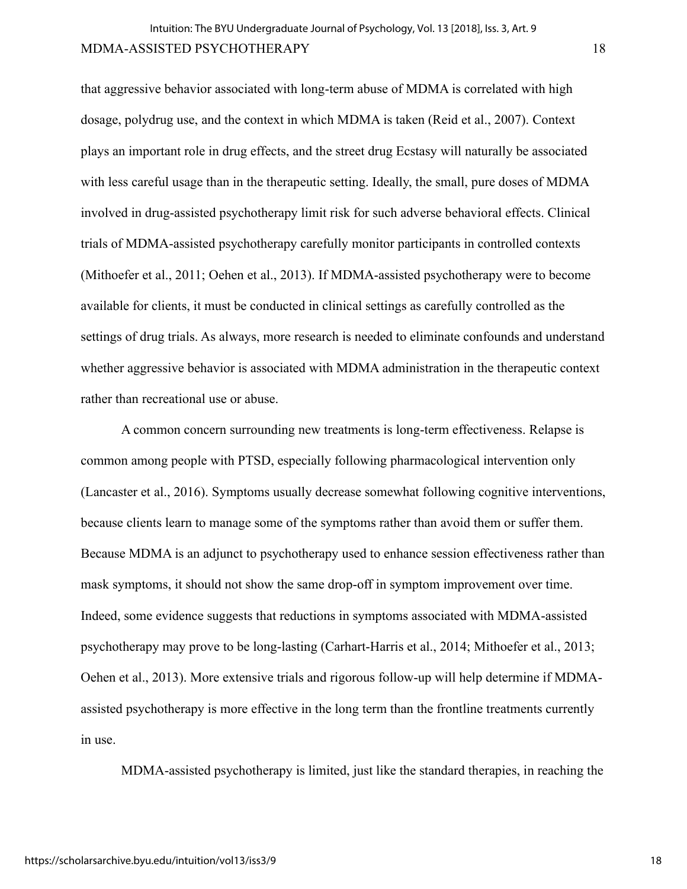that aggressive behavior associated with long-term abuse of MDMA is correlated with high dosage, polydrug use, and the context in which MDMA is taken (Reid et al., 2007). Context plays an important role in drug effects, and the street drug Ecstasy will naturally be associated with less careful usage than in the therapeutic setting. Ideally, the small, pure doses of MDMA involved in drug-assisted psychotherapy limit risk for such adverse behavioral effects. Clinical trials of MDMA-assisted psychotherapy carefully monitor participants in controlled contexts (Mithoefer et al., 2011; Oehen et al., 2013). If MDMA-assisted psychotherapy were to become available for clients, it must be conducted in clinical settings as carefully controlled as the settings of drug trials. As always, more research is needed to eliminate confounds and understand whether aggressive behavior is associated with MDMA administration in the therapeutic context rather than recreational use or abuse.

A common concern surrounding new treatments is long-term effectiveness. Relapse is common among people with PTSD, especially following pharmacological intervention only (Lancaster et al., 2016). Symptoms usually decrease somewhat following cognitive interventions, because clients learn to manage some of the symptoms rather than avoid them or suffer them. Because MDMA is an adjunct to psychotherapy used to enhance session effectiveness rather than mask symptoms, it should not show the same drop-off in symptom improvement over time. Indeed, some evidence suggests that reductions in symptoms associated with MDMA-assisted psychotherapy may prove to be long-lasting (Carhart-Harris et al., 2014; Mithoefer et al., 2013; Oehen et al., 2013). More extensive trials and rigorous follow-up will help determine if MDMA-assisted psychotherapy is more effective in the long term than the frontline treatments currently in use.

MDMA-assisted psychotherapy is limited, just like the standard therapies, in reaching the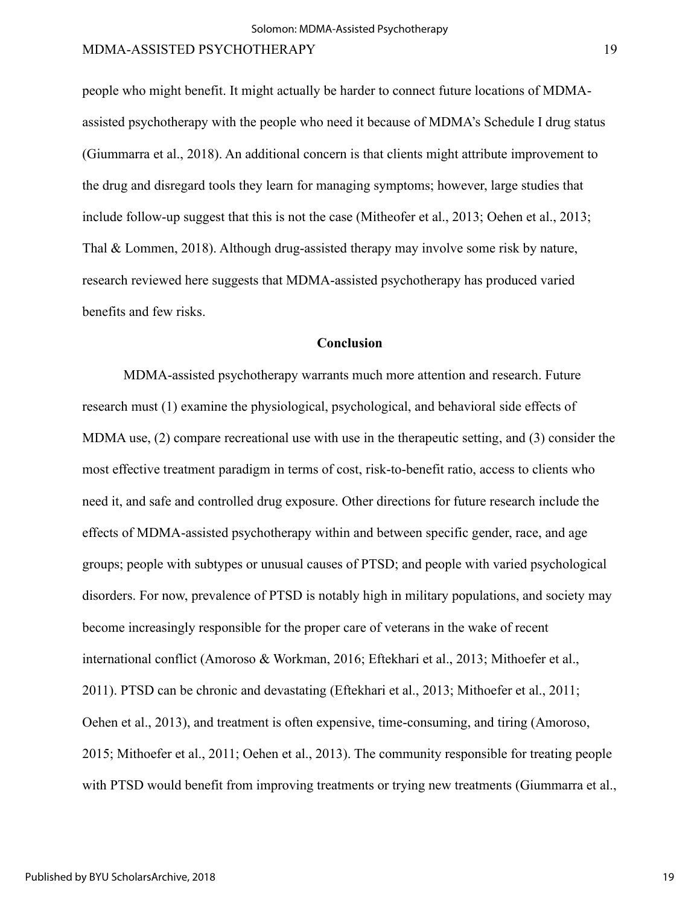people who might benefit. It might actually be harder to connect future locations of MDMA-assisted psychotherapy with the people who need it because of MDMA's Schedule I drug status (Giummarra et al., 2018). An additional concern is that clients might attribute improvement to the drug and disregard tools they learn for managing symptoms; however, large studies that include follow-up suggest that this is not the case (Mitheofer et al., 2013; Oehen et al., 2013; Thal & Lommen, 2018). Although drug-assisted therapy may involve some risk by nature, research reviewed here suggests that MDMA-assisted psychotherapy has produced varied benefits and few risks.

## Conclusion

MDMA-assisted psychotherapy warrants much more attention and research. Future research must (1) examine the physiological, psychological, and behavioral side effects of MDMA use, (2) compare recreational use with use in the therapeutic setting, and (3) consider the most effective treatment paradigm in terms of cost, risk-to-benefit ratio, access to clients who need it, and safe and controlled drug exposure. Other directions for future research include the effects of MDMA-assisted psychotherapy within and between specific gender, race, and age groups; people with subtypes or unusual causes of PTSD; and people with varied psychological disorders. For now, prevalence of PTSD is notably high in military populations, and society may become increasingly responsible for the proper care of veterans in the wake of recent international conflict (Amoroso & Workman, 2016; Eftekhari et al., 2013; Mithoefer et al., 2011). PTSD can be chronic and devastating (Eftekhari et al., 2013; Mithoefer et al., 2011; Oehen et al., 2013), and treatment is often expensive, time-consuming, and tiring (Amoroso, 2015; Mithoefer et al., 2011; Oehen et al., 2013). The community responsible for treating people with PTSD would benefit from improving treatments or trying new treatments (Giummarra et al.,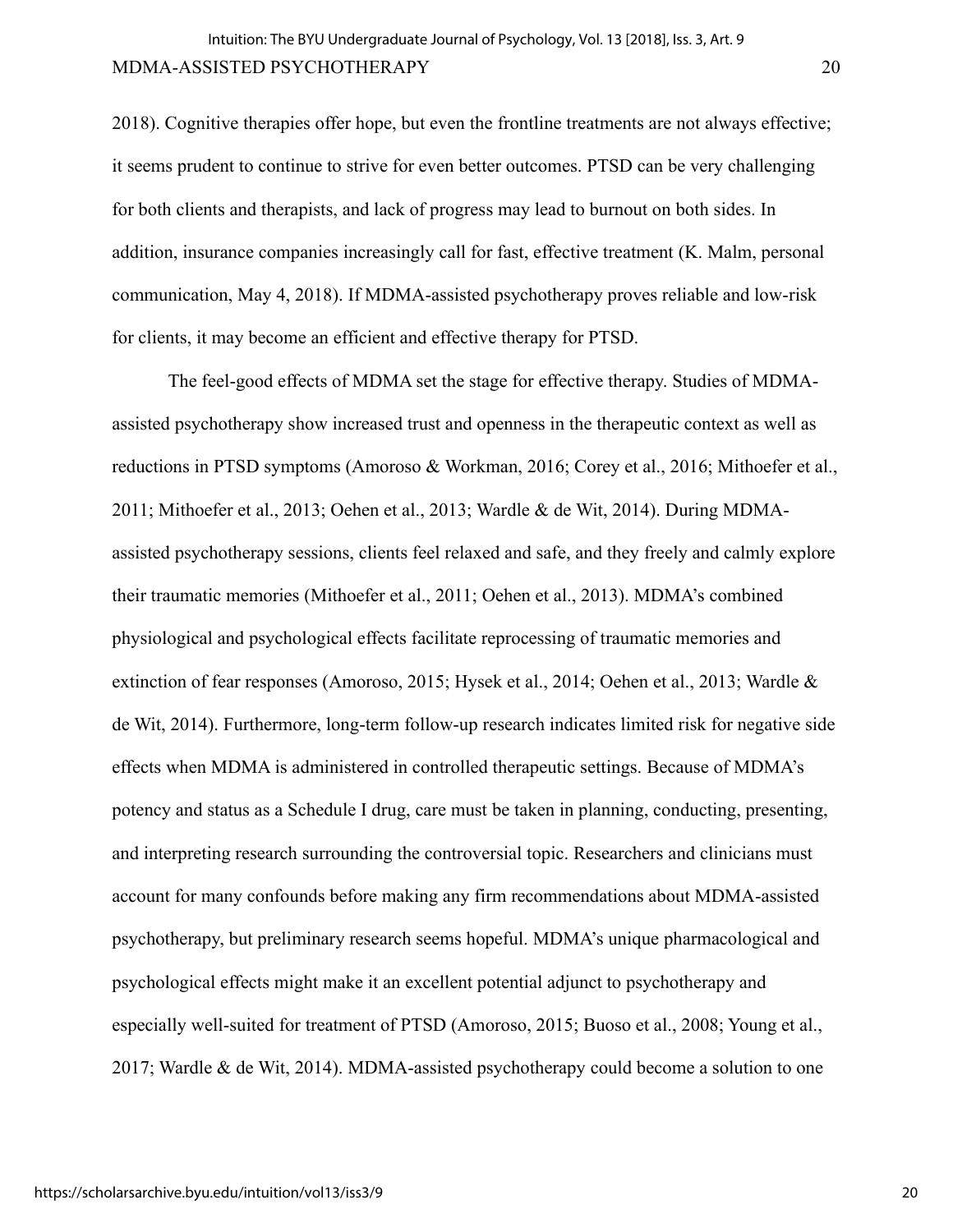2018). Cognitive therapies offer hope, but even the frontline treatments are not always effective; it seems prudent to continue to strive for even better outcomes. PTSD can be very challenging for both clients and therapists, and lack of progress may lead to burnout on both sides. In addition, insurance companies increasingly call for fast, effective treatment (K. Malm, personal communication, May 4, 2018). If MDMA-assisted psychotherapy proves reliable and low-risk for clients, it may become an efficient and effective therapy for PTSD.

The feel-good effects of MDMA set the stage for effective therapy. Studies of MDMA-assisted psychotherapy show increased trust and openness in the therapeutic context as well as reductions in PTSD symptoms (Amoroso & Workman, 2016; Corey et al., 2016; Mithoefer et al., 2011; Mithoefer et al., 2013; Oehen et al., 2013; Wardle & de Wit, 2014). During MDMA-assisted psychotherapy sessions, clients feel relaxed and safe, and they freely and calmly explore their traumatic memories (Mithoefer et al., 2011; Oehen et al., 2013). MDMA's combined physiological and psychological effects facilitate reprocessing of traumatic memories and extinction of fear responses (Amoroso, 2015; Hysek et al., 2014; Oehen et al., 2013; Wardle & de Wit, 2014). Furthermore, long-term follow-up research indicates limited risk for negative side effects when MDMA is administered in controlled therapeutic settings. Because of MDMA's potency and status as a Schedule I drug, care must be taken in planning, conducting, presenting, and interpreting research surrounding the controversial topic. Researchers and clinicians must account for many confounds before making any firm recommendations about MDMA-assisted psychotherapy, but preliminary research seems hopeful. MDMA's unique pharmacological and psychological effects might make it an excellent potential adjunct to psychotherapy and especially well-suited for treatment of PTSD (Amoroso, 2015; Buoso et al., 2008; Young et al., 2017; Wardle & de Wit, 2014). MDMA-assisted psychotherapy could become a solution to one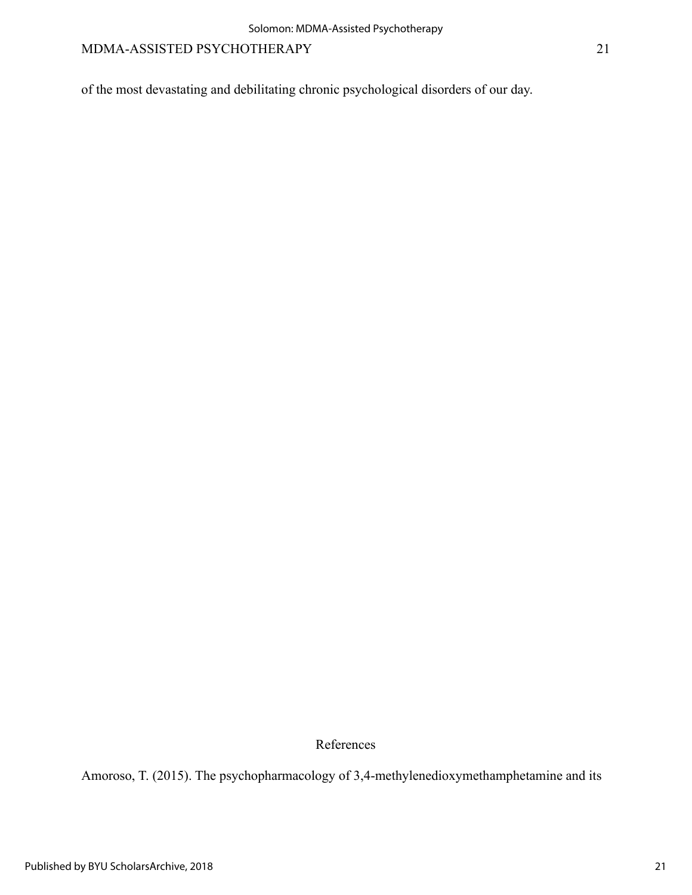of the most devastating and debilitating chronic psychological disorders of our day.

## References

Amoroso, T. (2015). The psychopharmacology of 3,4-methylenedioxymethamphetamine and its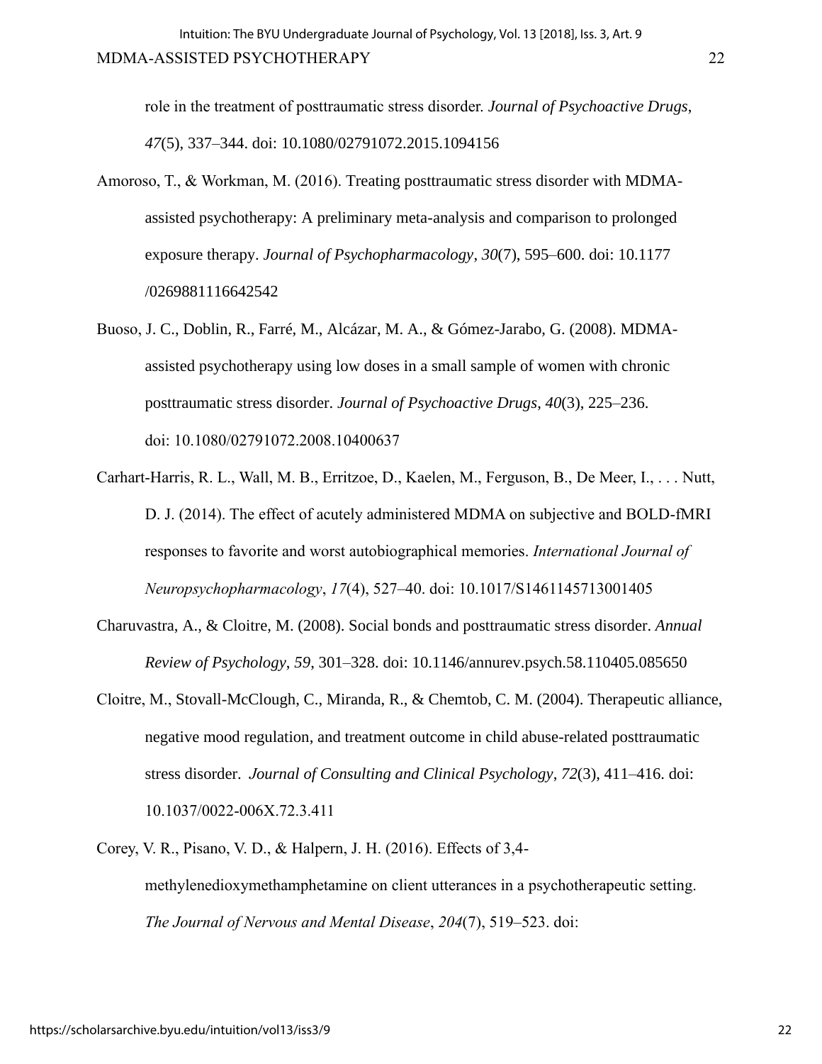role in the treatment of posttraumatic stress disorder. *Journal of Psychoactive Drugs*, *47*(5), 337–344. doi: 10.1080/02791072.2015.1094156

Amoroso, T., & Workman, M. (2016). Treating posttraumatic stress disorder with MDMA-assisted psychotherapy: A preliminary meta-analysis and comparison to prolonged exposure therapy. *Journal of Psychopharmacology*, *30*(7), 595–600. doi: 10.1177/0269881116642542

Buoso, J. C., Doblin, R., Farré, M., Alcázar, M. A., & Gómez-Jarabo, G. (2008). MDMA-assisted psychotherapy using low doses in a small sample of women with chronic posttraumatic stress disorder. *Journal of Psychoactive Drugs*, *40*(3), 225–236. doi: 10.1080/02791072.2008.10400637

Carhart-Harris, R. L., Wall, M. B., Erritzoe, D., Kaelen, M., Ferguson, B., De Meer, I., . . . Nutt, D. J. (2014). The effect of acutely administered MDMA on subjective and BOLD-fMRI responses to favorite and worst autobiographical memories. *International Journal of Neuropsychopharmacology*, *17*(4), 527–40. doi: 10.1017/S1461145713001405

Charuvastra, A., & Cloitre, M. (2008). Social bonds and posttraumatic stress disorder. *Annual Review of Psychology*, *59*, 301–328. doi: 10.1146/annurev.psych.58.110405.085650

Cloitre, M., Stovall-McClough, C., Miranda, R., & Chemtob, C. M. (2004). Therapeutic alliance, negative mood regulation, and treatment outcome in child abuse-related posttraumatic stress disorder. *Journal of Consulting and Clinical Psychology*, *72*(3), 411–416. doi: 10.1037/0022-006X.72.3.411

Corey, V. R., Pisano, V. D., & Halpern, J. H. (2016). Effects of 3,4-methylenedioxymethamphetamine on client utterances in a psychotherapeutic setting. *The Journal of Nervous and Mental Disease*, *204*(7), 519–523. doi: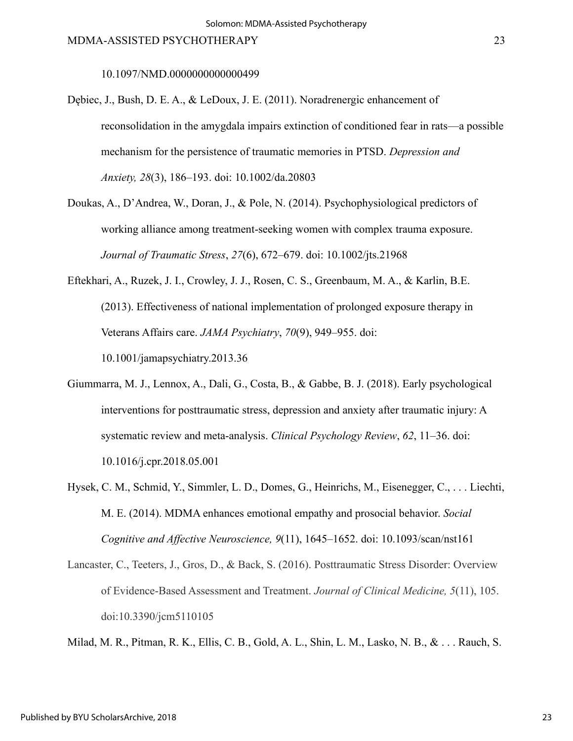10.1097/NMD.0000000000000499

Dębiec, J., Bush, D. E. A., & LeDoux, J. E. (2011). Noradrenergic enhancement of reconsolidation in the amygdala impairs extinction of conditioned fear in rats—a possible mechanism for the persistence of traumatic memories in PTSD. *Depression and Anxiety, 28*(3), 186–193. doi: 10.1002/da.20803

Doukas, A., D'Andrea, W., Doran, J., & Pole, N. (2014). Psychophysiological predictors of working alliance among treatment-seeking women with complex trauma exposure. *Journal of Traumatic Stress*, *27*(6), 672–679. doi: 10.1002/jts.21968

Eftekhari, A., Ruzek, J. I., Crowley, J. J., Rosen, C. S., Greenbaum, M. A., & Karlin, B.E. (2013). Effectiveness of national implementation of prolonged exposure therapy in Veterans Affairs care. *JAMA Psychiatry*, *70*(9), 949–955. doi: 10.1001/jamapsychiatry.2013.36

Giummarra, M. J., Lennox, A., Dali, G., Costa, B., & Gabbe, B. J. (2018). Early psychological interventions for posttraumatic stress, depression and anxiety after traumatic injury: A systematic review and meta-analysis. *Clinical Psychology Review*, *62*, 11–36. doi: 10.1016/j.cpr.2018.05.001

Hysek, C. M., Schmid, Y., Simmler, L. D., Domes, G., Heinrichs, M., Eisenegger, C., . . . Liechti, M. E. (2014). MDMA enhances emotional empathy and prosocial behavior. *Social Cognitive and Affective Neuroscience, 9*(11), 1645–1652. doi: 10.1093/scan/nst161

Lancaster, C., Teeters, J., Gros, D., & Back, S. (2016). Posttraumatic Stress Disorder: Overview of Evidence-Based Assessment and Treatment. *Journal of Clinical Medicine, 5*(11), 105. doi:10.3390/jcm5110105

Milad, M. R., Pitman, R. K., Ellis, C. B., Gold, A. L., Shin, L. M., Lasko, N. B., & . . . Rauch, S.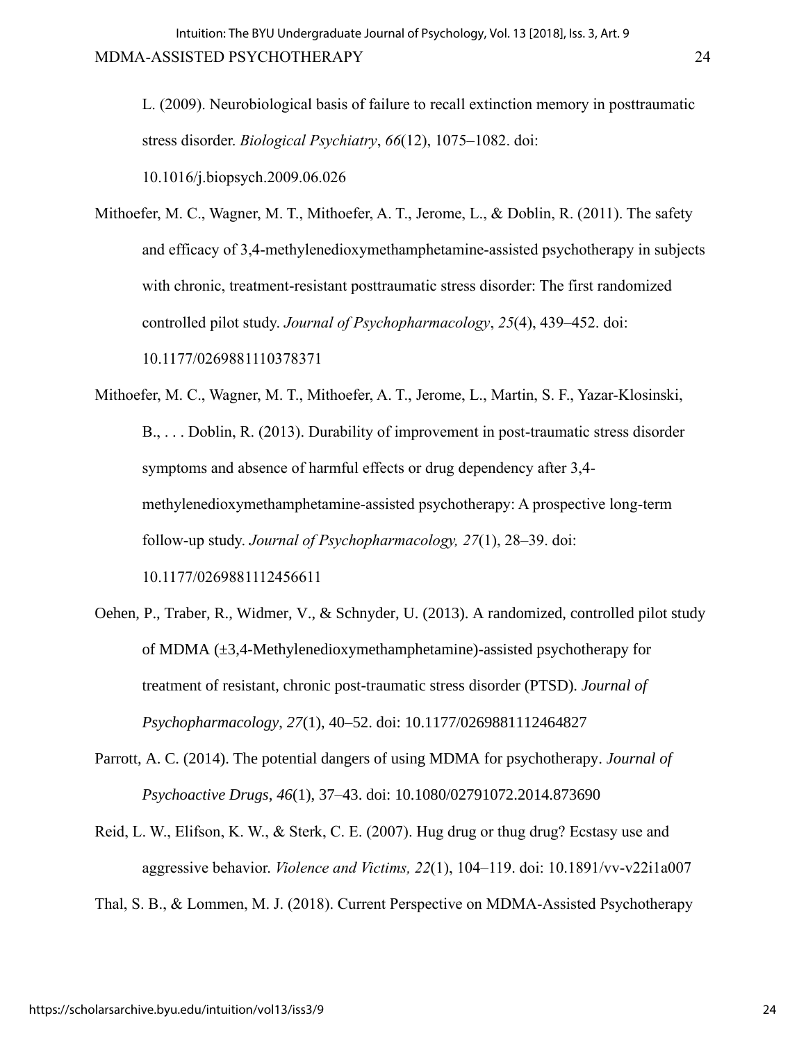L. (2009). Neurobiological basis of failure to recall extinction memory in posttraumatic stress disorder. *Biological Psychiatry*, *66*(12), 1075–1082. doi: 10.1016/j.biopsych.2009.06.026

Mithoefer, M. C., Wagner, M. T., Mithoefer, A. T., Jerome, L., & Doblin, R. (2011). The safety and efficacy of 3,4-methylenedioxymethamphetamine-assisted psychotherapy in subjects with chronic, treatment-resistant posttraumatic stress disorder: The first randomized controlled pilot study. *Journal of Psychopharmacology*, *25*(4), 439–452. doi: 10.1177/0269881110378371

Mithoefer, M. C., Wagner, M. T., Mithoefer, A. T., Jerome, L., Martin, S. F., Yazar-Klosinski, B., . . . Doblin, R. (2013). Durability of improvement in post-traumatic stress disorder symptoms and absence of harmful effects or drug dependency after 3,4-methylenedioxymethamphetamine-assisted psychotherapy: A prospective long-term follow-up study. *Journal of Psychopharmacology, 27*(1), 28–39. doi: 10.1177/0269881112456611

Oehen, P., Traber, R., Widmer, V., & Schnyder, U. (2013). A randomized, controlled pilot study of MDMA (±3,4-Methylenedioxymethamphetamine)-assisted psychotherapy for treatment of resistant, chronic post-traumatic stress disorder (PTSD). *Journal of Psychopharmacology*, *27*(1), 40–52. doi: 10.1177/0269881112464827

Parrott, A. C. (2014). The potential dangers of using MDMA for psychotherapy. *Journal of Psychoactive Drugs*, *46*(1), 37–43. doi: 10.1080/02791072.2014.873690

Reid, L. W., Elifson, K. W., & Sterk, C. E. (2007). Hug drug or thug drug? Ecstasy use and aggressive behavior. *Violence and Victims, 22*(1), 104–119. doi: 10.1891/vv-v22i1a007

Thal, S. B., & Lommen, M. J. (2018). Current Perspective on MDMA-Assisted Psychotherapy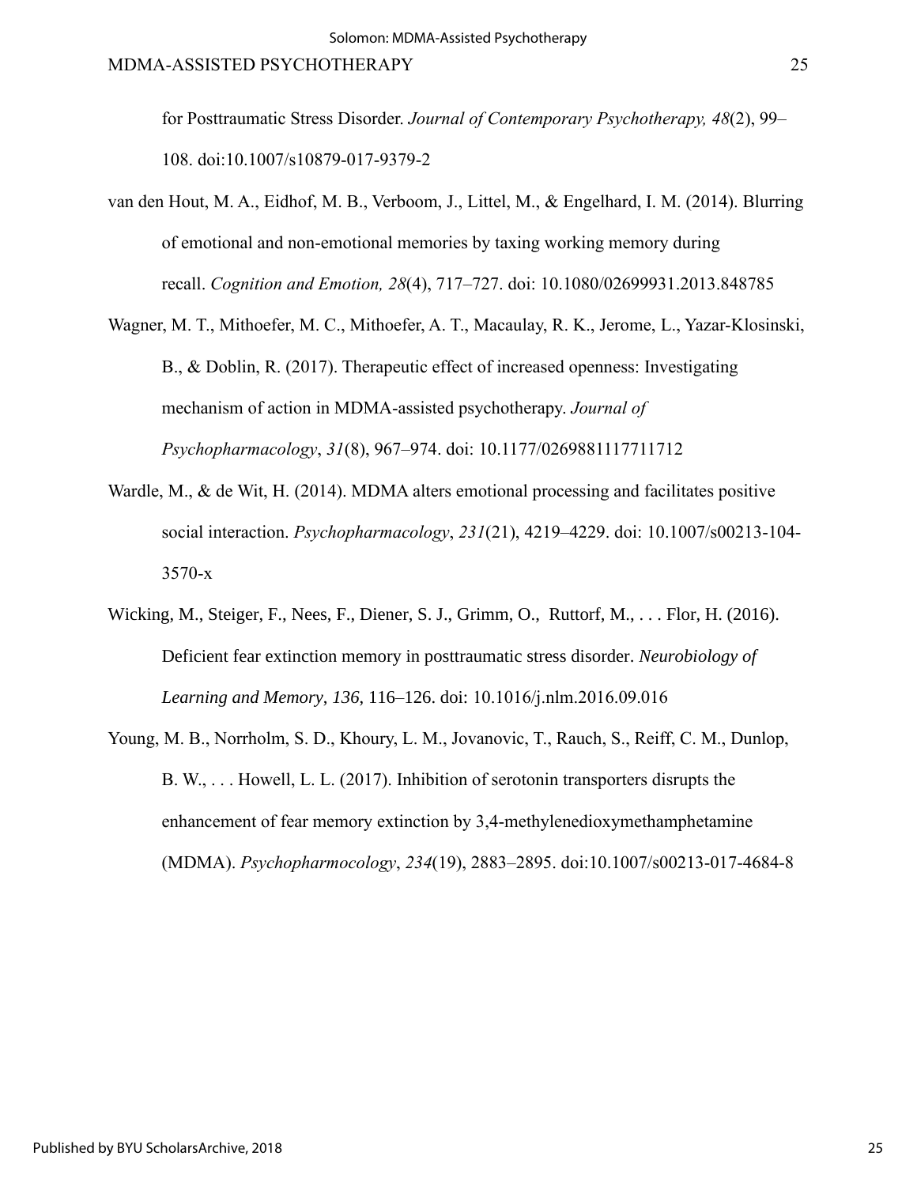for Posttraumatic Stress Disorder. *Journal of Contemporary Psychotherapy, 48*(2), 99–108. doi:10.1007/s10879-017-9379-2

van den Hout, M. A., Eidhof, M. B., Verboom, J., Littel, M., & Engelhard, I. M. (2014). Blurring of emotional and non-emotional memories by taxing working memory during recall. *Cognition and Emotion, 28*(4), 717–727. doi: 10.1080/02699931.2013.848785

Wagner, M. T., Mithoefer, M. C., Mithoefer, A. T., Macaulay, R. K., Jerome, L., Yazar-Klosinski, B., & Doblin, R. (2017). Therapeutic effect of increased openness: Investigating mechanism of action in MDMA-assisted psychotherapy. *Journal of Psychopharmacology*, *31*(8), 967–974. doi: 10.1177/0269881117711712

Wardle, M., & de Wit, H. (2014). MDMA alters emotional processing and facilitates positive social interaction. *Psychopharmacology*, *231*(21), 4219–4229. doi: 10.1007/s00213-104-3570-x

Wicking, M., Steiger, F., Nees, F., Diener, S. J., Grimm, O., Ruttorf, M., . . . Flor, H. (2016). Deficient fear extinction memory in posttraumatic stress disorder. *Neurobiology of Learning and Memory*, *136*, 116–126. doi: 10.1016/j.nlm.2016.09.016

Young, M. B., Norrholm, S. D., Khoury, L. M., Jovanovic, T., Rauch, S., Reiff, C. M., Dunlop, B. W., . . . Howell, L. L. (2017). Inhibition of serotonin transporters disrupts the enhancement of fear memory extinction by 3,4-methylenedioxymethamphetamine (MDMA). *Psychopharmocology*, *234*(19), 2883–2895. doi:10.1007/s00213-017-4684-8